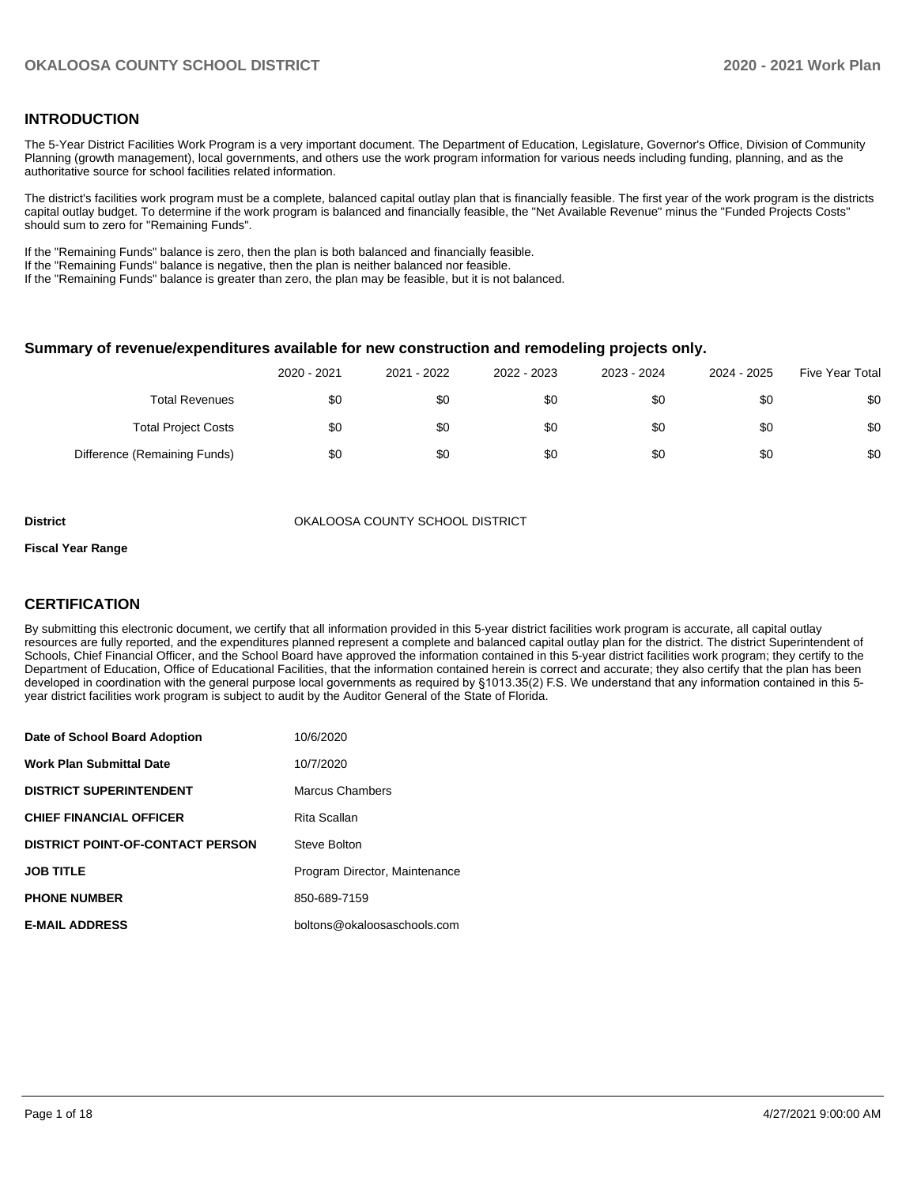## INTRODUCTION

The 5-Year District Facilities Work Program is a very important document. The Department of Education, Legislature, Governor's Office, Division of Community Planning (growth management), local governments, and others use the work program information for various needs including funding, planning, and as the authoritative source for school facilities related information.

The district's facilities work program must be a complete, balanced capital outlay plan that is financially feasible. The first year of the work program is the districts capital outlay budget. To determine if the work program is balanced and financially feasible, the "Net Available Revenue" minus the "Funded Projects Costs" should sum to zero for "Remaining Funds".

If the "Remaining Funds" balance is zero, then the plan is both balanced and financially feasible.
If the "Remaining Funds" balance is negative, then the plan is neither balanced nor feasible.
If the "Remaining Funds" balance is greater than zero, the plan may be feasible, but it is not balanced.

### Summary of revenue/expenditures available for new construction and remodeling projects only.

| | 2020 - 2021 | 2021 - 2022 | 2022 - 2023 | 2023 - 2024 | 2024 - 2025 | Five Year Total |
|---|---|---|---|---|---|---|
| Total Revenues | $0 | $0 | $0 | $0 | $0 | $0 |
| Total Project Costs | $0 | $0 | $0 | $0 | $0 | $0 |
| Difference (Remaining Funds) | $0 | $0 | $0 | $0 | $0 | $0 |

**District** OKALOOSA COUNTY SCHOOL DISTRICT

**Fiscal Year Range**

## CERTIFICATION

By submitting this electronic document, we certify that all information provided in this 5-year district facilities work program is accurate, all capital outlay resources are fully reported, and the expenditures planned represent a complete and balanced capital outlay plan for the district. The district Superintendent of Schools, Chief Financial Officer, and the School Board have approved the information contained in this 5-year district facilities work program; they certify to the Department of Education, Office of Educational Facilities, that the information contained herein is correct and accurate; they also certify that the plan has been developed in coordination with the general purpose local governments as required by §1013.35(2) F.S. We understand that any information contained in this 5-year district facilities work program is subject to audit by the Auditor General of the State of Florida.

| | |
|---|---|
| **Date of School Board Adoption** | 10/6/2020 |
| **Work Plan Submittal Date** | 10/7/2020 |
| **DISTRICT SUPERINTENDENT** | Marcus Chambers |
| **CHIEF FINANCIAL OFFICER** | Rita Scallan |
| **DISTRICT POINT-OF-CONTACT PERSON** | Steve Bolton |
| **JOB TITLE** | Program Director, Maintenance |
| **PHONE NUMBER** | 850-689-7159 |
| **E-MAIL ADDRESS** | boltons@okaloosaschools.com |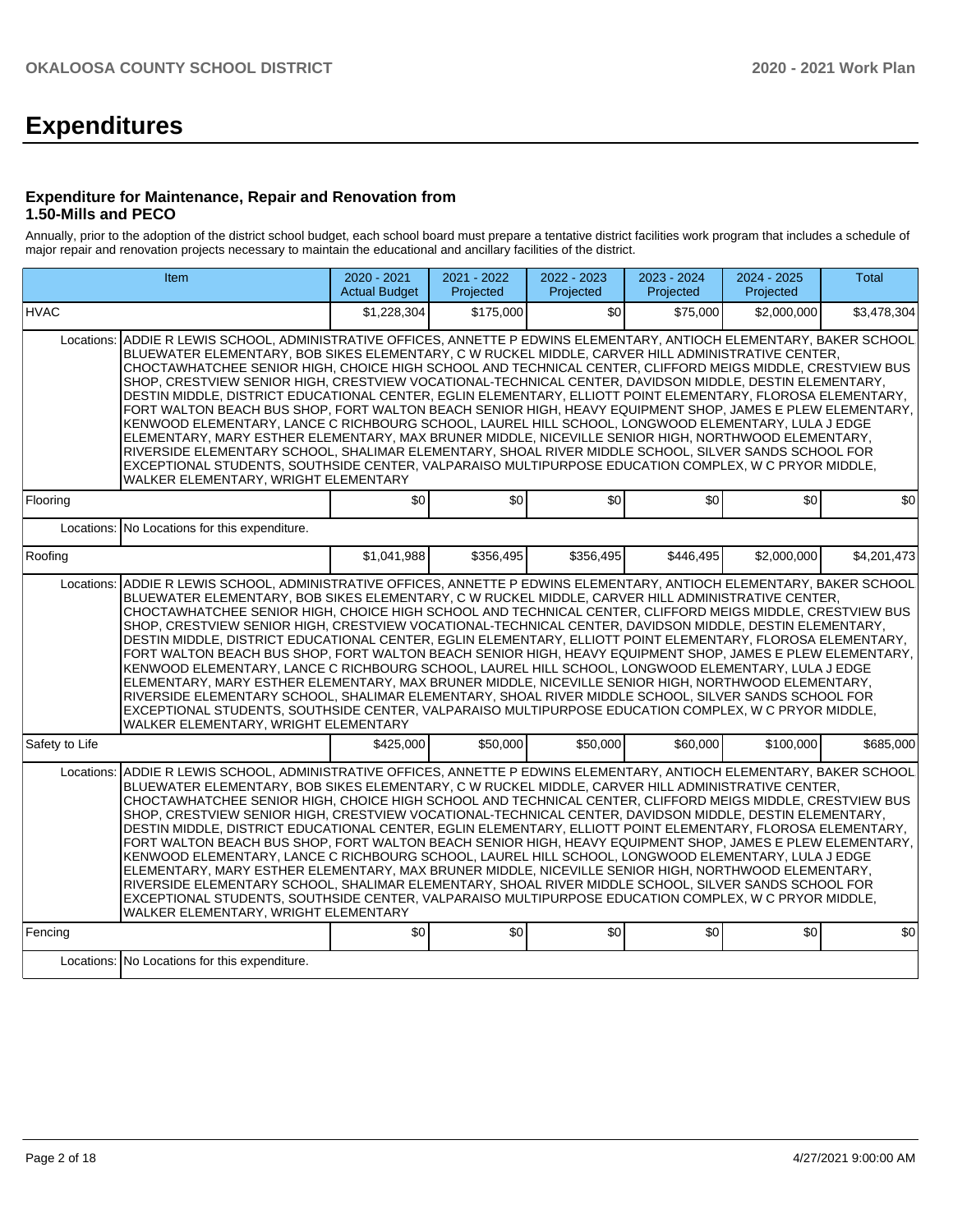# Expenditures

### Expenditure for Maintenance, Repair and Renovation from 1.50-Mills and PECO

Annually, prior to the adoption of the district school budget, each school board must prepare a tentative district facilities work program that includes a schedule of major repair and renovation projects necessary to maintain the educational and ancillary facilities of the district.

| Item | | 2020 - 2021 Actual Budget | 2021 - 2022 Projected | 2022 - 2023 Projected | 2023 - 2024 Projected | 2024 - 2025 Projected | Total |
|---|---|---|---|---|---|---|---|
| HVAC | | $1,228,304 | $175,000 | $0 | $75,000 | $2,000,000 | $3,478,304 |
| Locations: | ADDIE R LEWIS SCHOOL, ADMINISTRATIVE OFFICES, ANNETTE P EDWINS ELEMENTARY, ANTIOCH ELEMENTARY, BAKER SCHOOL, BLUEWATER ELEMENTARY, BOB SIKES ELEMENTARY, C W RUCKEL MIDDLE, CARVER HILL ADMINISTRATIVE CENTER, CHOCTAWHATCHEE SENIOR HIGH, CHOICE HIGH SCHOOL AND TECHNICAL CENTER, CLIFFORD MEIGS MIDDLE, CRESTVIEW BUS SHOP, CRESTVIEW SENIOR HIGH, CRESTVIEW VOCATIONAL-TECHNICAL CENTER, DAVIDSON MIDDLE, DESTIN ELEMENTARY, DESTIN MIDDLE, DISTRICT EDUCATIONAL CENTER, EGLIN ELEMENTARY, ELLIOTT POINT ELEMENTARY, FLOROSA ELEMENTARY, FORT WALTON BEACH BUS SHOP, FORT WALTON BEACH SENIOR HIGH, HEAVY EQUIPMENT SHOP, JAMES E PLEW ELEMENTARY, KENWOOD ELEMENTARY, LANCE C RICHBOURG SCHOOL, LAUREL HILL SCHOOL, LONGWOOD ELEMENTARY, LULA J EDGE ELEMENTARY, MARY ESTHER ELEMENTARY, MAX BRUNER MIDDLE, NICEVILLE SENIOR HIGH, NORTHWOOD ELEMENTARY, RIVERSIDE ELEMENTARY SCHOOL, SHALIMAR ELEMENTARY, SHOAL RIVER MIDDLE SCHOOL, SILVER SANDS SCHOOL FOR EXCEPTIONAL STUDENTS, SOUTHSIDE CENTER, VALPARAISO MULTIPURPOSE EDUCATION COMPLEX, W C PRYOR MIDDLE, WALKER ELEMENTARY, WRIGHT ELEMENTARY | | | | | | |
| Flooring | | $0 | $0 | $0 | $0 | $0 | $0 |
| Locations: | No Locations for this expenditure. | | | | | | |
| Roofing | | $1,041,988 | $356,495 | $356,495 | $446,495 | $2,000,000 | $4,201,473 |
| Locations: | ADDIE R LEWIS SCHOOL, ADMINISTRATIVE OFFICES, ANNETTE P EDWINS ELEMENTARY, ANTIOCH ELEMENTARY, BAKER SCHOOL, BLUEWATER ELEMENTARY, BOB SIKES ELEMENTARY, C W RUCKEL MIDDLE, CARVER HILL ADMINISTRATIVE CENTER, CHOCTAWHATCHEE SENIOR HIGH, CHOICE HIGH SCHOOL AND TECHNICAL CENTER, CLIFFORD MEIGS MIDDLE, CRESTVIEW BUS SHOP, CRESTVIEW SENIOR HIGH, CRESTVIEW VOCATIONAL-TECHNICAL CENTER, DAVIDSON MIDDLE, DESTIN ELEMENTARY, DESTIN MIDDLE, DISTRICT EDUCATIONAL CENTER, EGLIN ELEMENTARY, ELLIOTT POINT ELEMENTARY, FLOROSA ELEMENTARY, FORT WALTON BEACH BUS SHOP, FORT WALTON BEACH SENIOR HIGH, HEAVY EQUIPMENT SHOP, JAMES E PLEW ELEMENTARY, KENWOOD ELEMENTARY, LANCE C RICHBOURG SCHOOL, LAUREL HILL SCHOOL, LONGWOOD ELEMENTARY, LULA J EDGE ELEMENTARY, MARY ESTHER ELEMENTARY, MAX BRUNER MIDDLE, NICEVILLE SENIOR HIGH, NORTHWOOD ELEMENTARY, RIVERSIDE ELEMENTARY SCHOOL, SHALIMAR ELEMENTARY, SHOAL RIVER MIDDLE SCHOOL, SILVER SANDS SCHOOL FOR EXCEPTIONAL STUDENTS, SOUTHSIDE CENTER, VALPARAISO MULTIPURPOSE EDUCATION COMPLEX, W C PRYOR MIDDLE, WALKER ELEMENTARY, WRIGHT ELEMENTARY | | | | | | |
| Safety to Life | | $425,000 | $50,000 | $50,000 | $60,000 | $100,000 | $685,000 |
| Locations: | ADDIE R LEWIS SCHOOL, ADMINISTRATIVE OFFICES, ANNETTE P EDWINS ELEMENTARY, ANTIOCH ELEMENTARY, BAKER SCHOOL, BLUEWATER ELEMENTARY, BOB SIKES ELEMENTARY, C W RUCKEL MIDDLE, CARVER HILL ADMINISTRATIVE CENTER, CHOCTAWHATCHEE SENIOR HIGH, CHOICE HIGH SCHOOL AND TECHNICAL CENTER, CLIFFORD MEIGS MIDDLE, CRESTVIEW BUS SHOP, CRESTVIEW SENIOR HIGH, CRESTVIEW VOCATIONAL-TECHNICAL CENTER, DAVIDSON MIDDLE, DESTIN ELEMENTARY, DESTIN MIDDLE, DISTRICT EDUCATIONAL CENTER, EGLIN ELEMENTARY, ELLIOTT POINT ELEMENTARY, FLOROSA ELEMENTARY, FORT WALTON BEACH BUS SHOP, FORT WALTON BEACH SENIOR HIGH, HEAVY EQUIPMENT SHOP, JAMES E PLEW ELEMENTARY, KENWOOD ELEMENTARY, LANCE C RICHBOURG SCHOOL, LAUREL HILL SCHOOL, LONGWOOD ELEMENTARY, LULA J EDGE ELEMENTARY, MARY ESTHER ELEMENTARY, MAX BRUNER MIDDLE, NICEVILLE SENIOR HIGH, NORTHWOOD ELEMENTARY, RIVERSIDE ELEMENTARY SCHOOL, SHALIMAR ELEMENTARY, SHOAL RIVER MIDDLE SCHOOL, SILVER SANDS SCHOOL FOR EXCEPTIONAL STUDENTS, SOUTHSIDE CENTER, VALPARAISO MULTIPURPOSE EDUCATION COMPLEX, W C PRYOR MIDDLE, WALKER ELEMENTARY, WRIGHT ELEMENTARY | | | | | | |
| Fencing | | $0 | $0 | $0 | $0 | $0 | $0 |
| Locations: | No Locations for this expenditure. | | | | | | |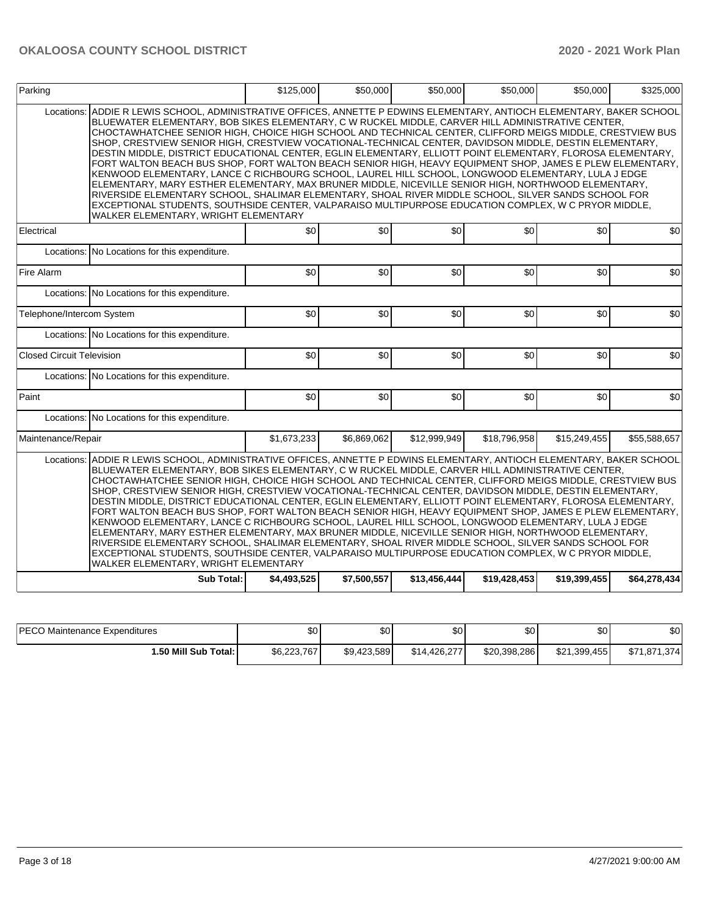| Item | | | | | | | |
|---|---|---|---|---|---|---|---|
| Parking | | $125,000 | $50,000 | $50,000 | $50,000 | $50,000 | $325,000 |
| Locations: | ADDIE R LEWIS SCHOOL, ADMINISTRATIVE OFFICES, ANNETTE P EDWINS ELEMENTARY, ANTIOCH ELEMENTARY, BAKER SCHOOL, BLUEWATER ELEMENTARY, BOB SIKES ELEMENTARY, C W RUCKEL MIDDLE, CARVER HILL ADMINISTRATIVE CENTER, CHOCTAWHATCHEE SENIOR HIGH, CHOICE HIGH SCHOOL AND TECHNICAL CENTER, CLIFFORD MEIGS MIDDLE, CRESTVIEW BUS SHOP, CRESTVIEW SENIOR HIGH, CRESTVIEW VOCATIONAL-TECHNICAL CENTER, DAVIDSON MIDDLE, DESTIN ELEMENTARY, DESTIN MIDDLE, DISTRICT EDUCATIONAL CENTER, EGLIN ELEMENTARY, ELLIOTT POINT ELEMENTARY, FLOROSA ELEMENTARY, FORT WALTON BEACH BUS SHOP, FORT WALTON BEACH SENIOR HIGH, HEAVY EQUIPMENT SHOP, JAMES E PLEW ELEMENTARY, KENWOOD ELEMENTARY, LANCE C RICHBOURG SCHOOL, LAUREL HILL SCHOOL, LONGWOOD ELEMENTARY, LULA J EDGE ELEMENTARY, MARY ESTHER ELEMENTARY, MAX BRUNER MIDDLE, NICEVILLE SENIOR HIGH, NORTHWOOD ELEMENTARY, RIVERSIDE ELEMENTARY SCHOOL, SHALIMAR ELEMENTARY, SHOAL RIVER MIDDLE SCHOOL, SILVER SANDS SCHOOL FOR EXCEPTIONAL STUDENTS, SOUTHSIDE CENTER, VALPARAISO MULTIPURPOSE EDUCATION COMPLEX, W C PRYOR MIDDLE, WALKER ELEMENTARY, WRIGHT ELEMENTARY | | | | | | |
| Electrical | | $0 | $0 | $0 | $0 | $0 | $0 |
| Locations: | No Locations for this expenditure. | | | | | | |
| Fire Alarm | | $0 | $0 | $0 | $0 | $0 | $0 |
| Locations: | No Locations for this expenditure. | | | | | | |
| Telephone/Intercom System | | $0 | $0 | $0 | $0 | $0 | $0 |
| Locations: | No Locations for this expenditure. | | | | | | |
| Closed Circuit Television | | $0 | $0 | $0 | $0 | $0 | $0 |
| Locations: | No Locations for this expenditure. | | | | | | |
| Paint | | $0 | $0 | $0 | $0 | $0 | $0 |
| Locations: | No Locations for this expenditure. | | | | | | |
| Maintenance/Repair | | $1,673,233 | $6,869,062 | $12,999,949 | $18,796,958 | $15,249,455 | $55,588,657 |
| Locations: | ADDIE R LEWIS SCHOOL, ADMINISTRATIVE OFFICES, ANNETTE P EDWINS ELEMENTARY, ANTIOCH ELEMENTARY, BAKER SCHOOL, BLUEWATER ELEMENTARY, BOB SIKES ELEMENTARY, C W RUCKEL MIDDLE, CARVER HILL ADMINISTRATIVE CENTER, CHOCTAWHATCHEE SENIOR HIGH, CHOICE HIGH SCHOOL AND TECHNICAL CENTER, CLIFFORD MEIGS MIDDLE, CRESTVIEW BUS SHOP, CRESTVIEW SENIOR HIGH, CRESTVIEW VOCATIONAL-TECHNICAL CENTER, DAVIDSON MIDDLE, DESTIN ELEMENTARY, DESTIN MIDDLE, DISTRICT EDUCATIONAL CENTER, EGLIN ELEMENTARY, ELLIOTT POINT ELEMENTARY, FLOROSA ELEMENTARY, FORT WALTON BEACH BUS SHOP, FORT WALTON BEACH SENIOR HIGH, HEAVY EQUIPMENT SHOP, JAMES E PLEW ELEMENTARY, KENWOOD ELEMENTARY, LANCE C RICHBOURG SCHOOL, LAUREL HILL SCHOOL, LONGWOOD ELEMENTARY, LULA J EDGE ELEMENTARY, MARY ESTHER ELEMENTARY, MAX BRUNER MIDDLE, NICEVILLE SENIOR HIGH, NORTHWOOD ELEMENTARY, RIVERSIDE ELEMENTARY SCHOOL, SHALIMAR ELEMENTARY, SHOAL RIVER MIDDLE SCHOOL, SILVER SANDS SCHOOL FOR EXCEPTIONAL STUDENTS, SOUTHSIDE CENTER, VALPARAISO MULTIPURPOSE EDUCATION COMPLEX, W C PRYOR MIDDLE, WALKER ELEMENTARY, WRIGHT ELEMENTARY | | | | | | |
| | **Sub Total:** | **$4,493,525** | **$7,500,557** | **$13,456,444** | **$19,428,453** | **$19,399,455** | **$64,278,434** |

| Item | | | | | | |
|---|---|---|---|---|---|---|
| PECO Maintenance Expenditures | $0 | $0 | $0 | $0 | $0 | $0 |
| **1.50 Mill Sub Total:** | $6,223,767 | $9,423,589 | $14,426,277 | $20,398,286 | $21,399,455 | $71,871,374 |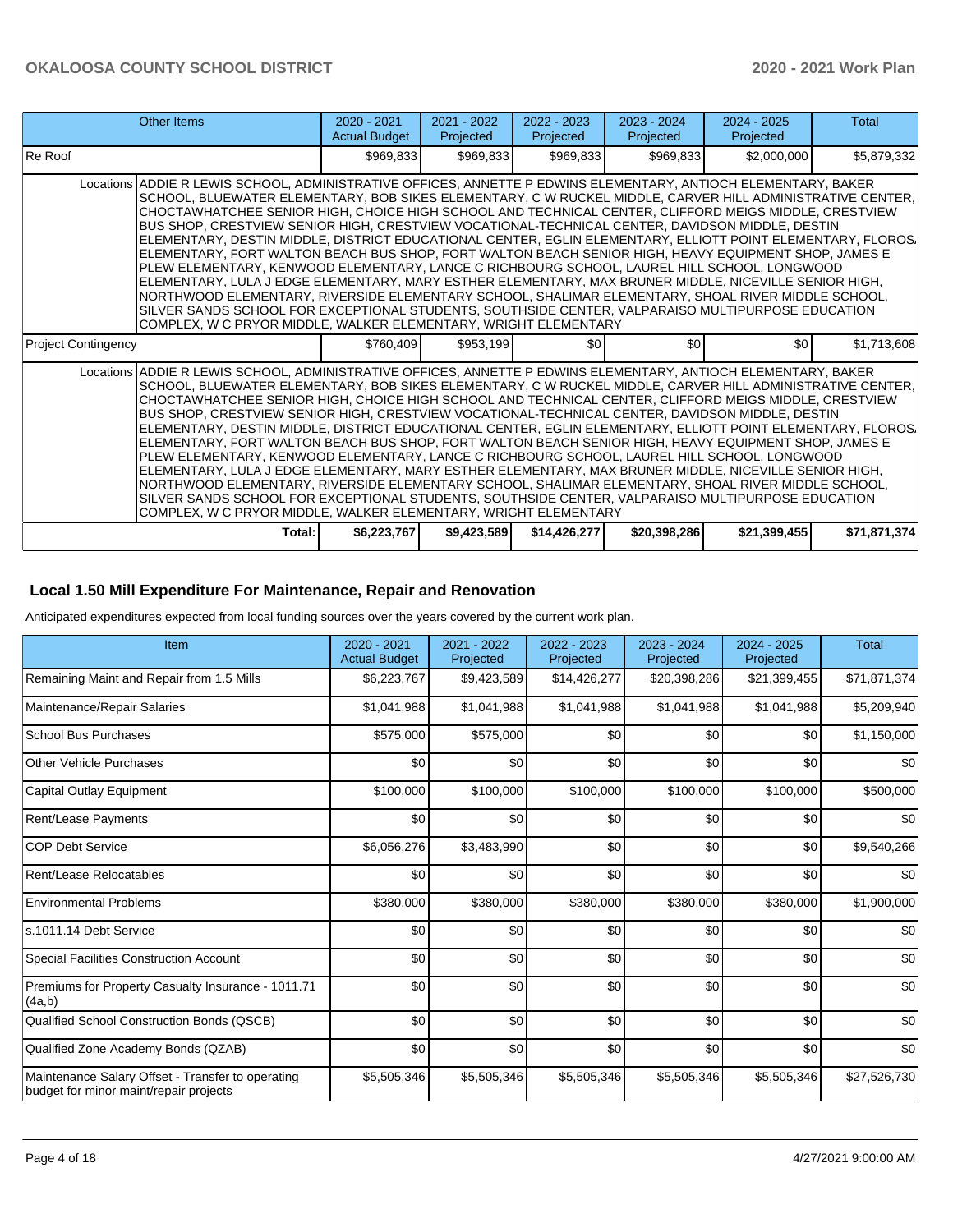| Other Items | 2020 - 2021 Actual Budget | 2021 - 2022 Projected | 2022 - 2023 Projected | 2023 - 2024 Projected | 2024 - 2025 Projected | Total |
|---|---|---|---|---|---|---|
| Re Roof | $969,833 | $969,833 | $969,833 | $969,833 | $2,000,000 | $5,879,332 |
| Locations ADDIE R LEWIS SCHOOL, ADMINISTRATIVE OFFICES, ANNETTE P EDWINS ELEMENTARY, ANTIOCH ELEMENTARY, BAKER SCHOOL, BLUEWATER ELEMENTARY, BOB SIKES ELEMENTARY, C W RUCKEL MIDDLE, CARVER HILL ADMINISTRATIVE CENTER, CHOCTAWHATCHEE SENIOR HIGH, CHOICE HIGH SCHOOL AND TECHNICAL CENTER, CLIFFORD MEIGS MIDDLE, CRESTVIEW BUS SHOP, CRESTVIEW SENIOR HIGH, CRESTVIEW VOCATIONAL-TECHNICAL CENTER, DAVIDSON MIDDLE, DESTIN ELEMENTARY, DESTIN MIDDLE, DISTRICT EDUCATIONAL CENTER, EGLIN ELEMENTARY, ELLIOTT POINT ELEMENTARY, FLOROSA ELEMENTARY, FORT WALTON BEACH BUS SHOP, FORT WALTON BEACH SENIOR HIGH, HEAVY EQUIPMENT SHOP, JAMES E PLEW ELEMENTARY, KENWOOD ELEMENTARY, LANCE C RICHBOURG SCHOOL, LAUREL HILL SCHOOL, LONGWOOD ELEMENTARY, LULA J EDGE ELEMENTARY, MARY ESTHER ELEMENTARY, MAX BRUNER MIDDLE, NICEVILLE SENIOR HIGH, NORTHWOOD ELEMENTARY, RIVERSIDE ELEMENTARY SCHOOL, SHALIMAR ELEMENTARY, SHOAL RIVER MIDDLE SCHOOL, SILVER SANDS SCHOOL FOR EXCEPTIONAL STUDENTS, SOUTHSIDE CENTER, VALPARAISO MULTIPURPOSE EDUCATION COMPLEX, W C PRYOR MIDDLE, WALKER ELEMENTARY, WRIGHT ELEMENTARY | | | | | | |
| Project Contingency | $760,409 | $953,199 | $0 | $0 | $0 | $1,713,608 |
| Locations ADDIE R LEWIS SCHOOL, ADMINISTRATIVE OFFICES, ANNETTE P EDWINS ELEMENTARY, ANTIOCH ELEMENTARY, BAKER SCHOOL, BLUEWATER ELEMENTARY, BOB SIKES ELEMENTARY, C W RUCKEL MIDDLE, CARVER HILL ADMINISTRATIVE CENTER, CHOCTAWHATCHEE SENIOR HIGH, CHOICE HIGH SCHOOL AND TECHNICAL CENTER, CLIFFORD MEIGS MIDDLE, CRESTVIEW BUS SHOP, CRESTVIEW SENIOR HIGH, CRESTVIEW VOCATIONAL-TECHNICAL CENTER, DAVIDSON MIDDLE, DESTIN ELEMENTARY, DESTIN MIDDLE, DISTRICT EDUCATIONAL CENTER, EGLIN ELEMENTARY, ELLIOTT POINT ELEMENTARY, FLOROSA ELEMENTARY, FORT WALTON BEACH BUS SHOP, FORT WALTON BEACH SENIOR HIGH, HEAVY EQUIPMENT SHOP, JAMES E PLEW ELEMENTARY, KENWOOD ELEMENTARY, LANCE C RICHBOURG SCHOOL, LAUREL HILL SCHOOL, LONGWOOD ELEMENTARY, LULA J EDGE ELEMENTARY, MARY ESTHER ELEMENTARY, MAX BRUNER MIDDLE, NICEVILLE SENIOR HIGH, NORTHWOOD ELEMENTARY, RIVERSIDE ELEMENTARY SCHOOL, SHALIMAR ELEMENTARY, SHOAL RIVER MIDDLE SCHOOL, SILVER SANDS SCHOOL FOR EXCEPTIONAL STUDENTS, SOUTHSIDE CENTER, VALPARAISO MULTIPURPOSE EDUCATION COMPLEX, W C PRYOR MIDDLE, WALKER ELEMENTARY, WRIGHT ELEMENTARY | | | | | | |
| **Total:** | **$6,223,767** | **$9,423,589** | **$14,426,277** | **$20,398,286** | **$21,399,455** | **$71,871,374** |

## Local 1.50 Mill Expenditure For Maintenance, Repair and Renovation

Anticipated expenditures expected from local funding sources over the years covered by the current work plan.

| Item | 2020 - 2021 Actual Budget | 2021 - 2022 Projected | 2022 - 2023 Projected | 2023 - 2024 Projected | 2024 - 2025 Projected | Total |
|---|---|---|---|---|---|---|
| Remaining Maint and Repair from 1.5 Mills | $6,223,767 | $9,423,589 | $14,426,277 | $20,398,286 | $21,399,455 | $71,871,374 |
| Maintenance/Repair Salaries | $1,041,988 | $1,041,988 | $1,041,988 | $1,041,988 | $1,041,988 | $5,209,940 |
| School Bus Purchases | $575,000 | $575,000 | $0 | $0 | $0 | $1,150,000 |
| Other Vehicle Purchases | $0 | $0 | $0 | $0 | $0 | $0 |
| Capital Outlay Equipment | $100,000 | $100,000 | $100,000 | $100,000 | $100,000 | $500,000 |
| Rent/Lease Payments | $0 | $0 | $0 | $0 | $0 | $0 |
| COP Debt Service | $6,056,276 | $3,483,990 | $0 | $0 | $0 | $9,540,266 |
| Rent/Lease Relocatables | $0 | $0 | $0 | $0 | $0 | $0 |
| Environmental Problems | $380,000 | $380,000 | $380,000 | $380,000 | $380,000 | $1,900,000 |
| s.1011.14 Debt Service | $0 | $0 | $0 | $0 | $0 | $0 |
| Special Facilities Construction Account | $0 | $0 | $0 | $0 | $0 | $0 |
| Premiums for Property Casualty Insurance - 1011.71 (4a,b) | $0 | $0 | $0 | $0 | $0 | $0 |
| Qualified School Construction Bonds (QSCB) | $0 | $0 | $0 | $0 | $0 | $0 |
| Qualified Zone Academy Bonds (QZAB) | $0 | $0 | $0 | $0 | $0 | $0 |
| Maintenance Salary Offset - Transfer to operating budget for minor maint/repair projects | $5,505,346 | $5,505,346 | $5,505,346 | $5,505,346 | $5,505,346 | $27,526,730 |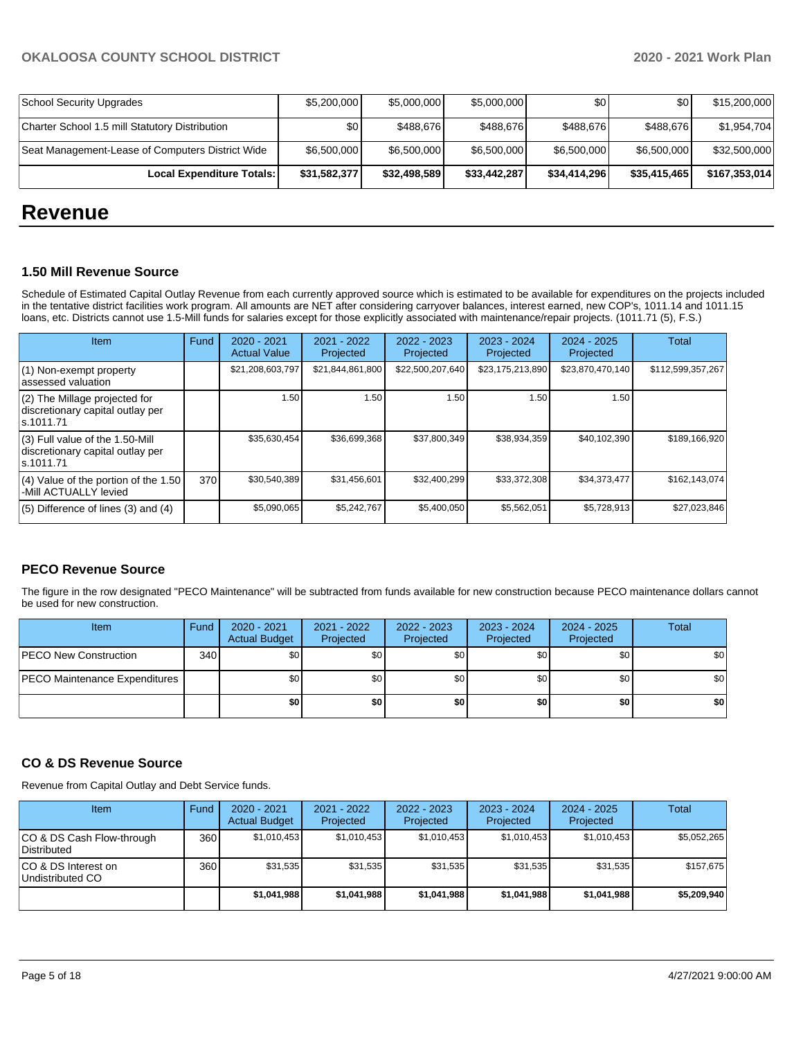| School Security Upgrades | $5,200,000 | $5,000,000 | $5,000,000 | $0 | $0 | $15,200,000 |
|---|---|---|---|---|---|---|
| Charter School 1.5 mill Statutory Distribution | $0 | $488,676 | $488,676 | $488,676 | $488,676 | $1,954,704 |
| Seat Management-Lease of Computers District Wide | $6,500,000 | $6,500,000 | $6,500,000 | $6,500,000 | $6,500,000 | $32,500,000 |
| **Local Expenditure Totals:** | **$31,582,377** | **$32,498,589** | **$33,442,287** | **$34,414,296** | **$35,415,465** | **$167,353,014** |

# Revenue

### 1.50 Mill Revenue Source

Schedule of Estimated Capital Outlay Revenue from each currently approved source which is estimated to be available for expenditures on the projects included in the tentative district facilities work program. All amounts are NET after considering carryover balances, interest earned, new COP's, 1011.14 and 1011.15 loans, etc. Districts cannot use 1.5-Mill funds for salaries except for those explicitly associated with maintenance/repair projects. (1011.71 (5), F.S.)

| Item | Fund | 2020 - 2021 Actual Value | 2021 - 2022 Projected | 2022 - 2023 Projected | 2023 - 2024 Projected | 2024 - 2025 Projected | Total |
|---|---|---|---|---|---|---|---|
| (1) Non-exempt property assessed valuation | | $21,208,603,797 | $21,844,861,800 | $22,500,207,640 | $23,175,213,890 | $23,870,470,140 | $112,599,357,267 |
| (2) The Millage projected for discretionary capital outlay per s.1011.71 | | 1.50 | 1.50 | 1.50 | 1.50 | 1.50 | |
| (3) Full value of the 1.50-Mill discretionary capital outlay per s.1011.71 | | $35,630,454 | $36,699,368 | $37,800,349 | $38,934,359 | $40,102,390 | $189,166,920 |
| (4) Value of the portion of the 1.50 -Mill ACTUALLY levied | 370 | $30,540,389 | $31,456,601 | $32,400,299 | $33,372,308 | $34,373,477 | $162,143,074 |
| (5) Difference of lines (3) and (4) | | $5,090,065 | $5,242,767 | $5,400,050 | $5,562,051 | $5,728,913 | $27,023,846 |

### PECO Revenue Source

The figure in the row designated "PECO Maintenance" will be subtracted from funds available for new construction because PECO maintenance dollars cannot be used for new construction.

| Item | Fund | 2020 - 2021 Actual Budget | 2021 - 2022 Projected | 2022 - 2023 Projected | 2023 - 2024 Projected | 2024 - 2025 Projected | Total |
|---|---|---|---|---|---|---|---|
| PECO New Construction | 340 | $0 | $0 | $0 | $0 | $0 | $0 |
| PECO Maintenance Expenditures | | $0 | $0 | $0 | $0 | $0 | $0 |
| | | **$0** | **$0** | **$0** | **$0** | **$0** | **$0** |

### CO & DS Revenue Source

Revenue from Capital Outlay and Debt Service funds.

| Item | Fund | 2020 - 2021 Actual Budget | 2021 - 2022 Projected | 2022 - 2023 Projected | 2023 - 2024 Projected | 2024 - 2025 Projected | Total |
|---|---|---|---|---|---|---|---|
| CO & DS Cash Flow-through Distributed | 360 | $1,010,453 | $1,010,453 | $1,010,453 | $1,010,453 | $1,010,453 | $5,052,265 |
| CO & DS Interest on Undistributed CO | 360 | $31,535 | $31,535 | $31,535 | $31,535 | $31,535 | $157,675 |
| | | **$1,041,988** | **$1,041,988** | **$1,041,988** | **$1,041,988** | **$1,041,988** | **$5,209,940** |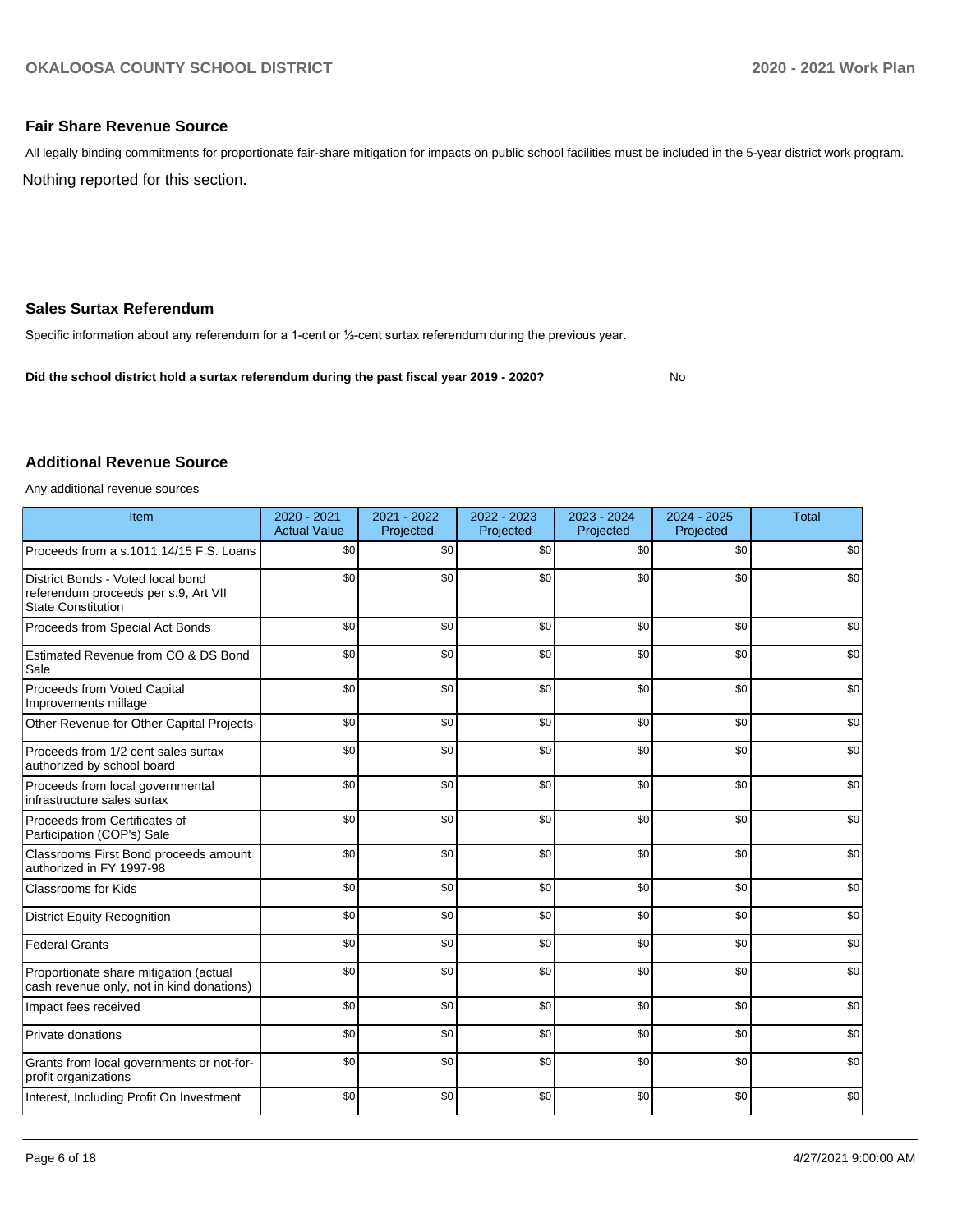## Fair Share Revenue Source

All legally binding commitments for proportionate fair-share mitigation for impacts on public school facilities must be included in the 5-year district work program.

Nothing reported for this section.

## Sales Surtax Referendum

Specific information about any referendum for a 1-cent or ½-cent surtax referendum during the previous year.

**Did the school district hold a surtax referendum during the past fiscal year 2019 - 2020?** No

## Additional Revenue Source

Any additional revenue sources

| Item | 2020 - 2021 Actual Value | 2021 - 2022 Projected | 2022 - 2023 Projected | 2023 - 2024 Projected | 2024 - 2025 Projected | Total |
|---|---|---|---|---|---|---|
| Proceeds from a s.1011.14/15 F.S. Loans | $0 | $0 | $0 | $0 | $0 | $0 |
| District Bonds - Voted local bond referendum proceeds per s.9, Art VII State Constitution | $0 | $0 | $0 | $0 | $0 | $0 |
| Proceeds from Special Act Bonds | $0 | $0 | $0 | $0 | $0 | $0 |
| Estimated Revenue from CO & DS Bond Sale | $0 | $0 | $0 | $0 | $0 | $0 |
| Proceeds from Voted Capital Improvements millage | $0 | $0 | $0 | $0 | $0 | $0 |
| Other Revenue for Other Capital Projects | $0 | $0 | $0 | $0 | $0 | $0 |
| Proceeds from 1/2 cent sales surtax authorized by school board | $0 | $0 | $0 | $0 | $0 | $0 |
| Proceeds from local governmental infrastructure sales surtax | $0 | $0 | $0 | $0 | $0 | $0 |
| Proceeds from Certificates of Participation (COP's) Sale | $0 | $0 | $0 | $0 | $0 | $0 |
| Classrooms First Bond proceeds amount authorized in FY 1997-98 | $0 | $0 | $0 | $0 | $0 | $0 |
| Classrooms for Kids | $0 | $0 | $0 | $0 | $0 | $0 |
| District Equity Recognition | $0 | $0 | $0 | $0 | $0 | $0 |
| Federal Grants | $0 | $0 | $0 | $0 | $0 | $0 |
| Proportionate share mitigation (actual cash revenue only, not in kind donations) | $0 | $0 | $0 | $0 | $0 | $0 |
| Impact fees received | $0 | $0 | $0 | $0 | $0 | $0 |
| Private donations | $0 | $0 | $0 | $0 | $0 | $0 |
| Grants from local governments or not-for-profit organizations | $0 | $0 | $0 | $0 | $0 | $0 |
| Interest, Including Profit On Investment | $0 | $0 | $0 | $0 | $0 | $0 |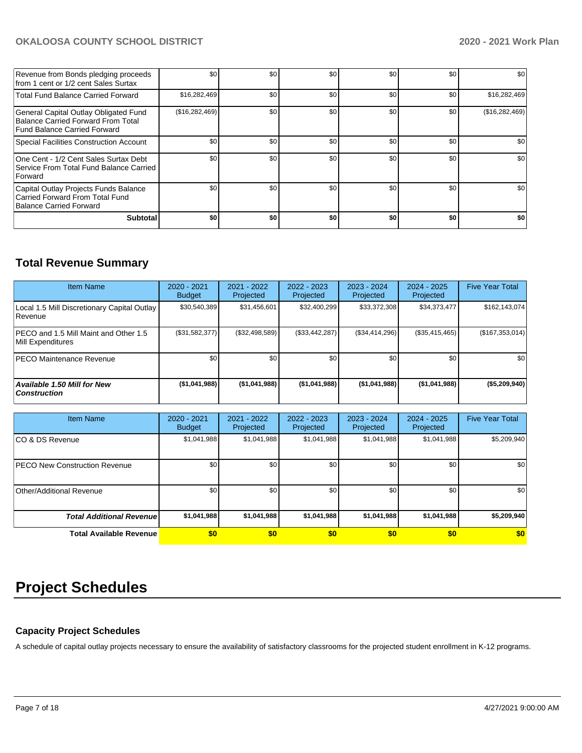| | | | | | | |
|---|---|---|---|---|---|---|
| Revenue from Bonds pledging proceeds from 1 cent or 1/2 cent Sales Surtax | $0 | $0 | $0 | $0 | $0 | $0 |
| Total Fund Balance Carried Forward | $16,282,469 | $0 | $0 | $0 | $0 | $16,282,469 |
| General Capital Outlay Obligated Fund Balance Carried Forward From Total Fund Balance Carried Forward | ($16,282,469) | $0 | $0 | $0 | $0 | ($16,282,469) |
| Special Facilities Construction Account | $0 | $0 | $0 | $0 | $0 | $0 |
| One Cent - 1/2 Cent Sales Surtax Debt Service From Total Fund Balance Carried Forward | $0 | $0 | $0 | $0 | $0 | $0 |
| Capital Outlay Projects Funds Balance Carried Forward From Total Fund Balance Carried Forward | $0 | $0 | $0 | $0 | $0 | $0 |
| **Subtotal** | **$0** | **$0** | **$0** | **$0** | **$0** | **$0** |

## Total Revenue Summary

| Item Name | 2020 - 2021 Budget | 2021 - 2022 Projected | 2022 - 2023 Projected | 2023 - 2024 Projected | 2024 - 2025 Projected | Five Year Total |
|---|---|---|---|---|---|---|
| Local 1.5 Mill Discretionary Capital Outlay Revenue | $30,540,389 | $31,456,601 | $32,400,299 | $33,372,308 | $34,373,477 | $162,143,074 |
| PECO and 1.5 Mill Maint and Other 1.5 Mill Expenditures | ($31,582,377) | ($32,498,589) | ($33,442,287) | ($34,414,296) | ($35,415,465) | ($167,353,014) |
| PECO Maintenance Revenue | $0 | $0 | $0 | $0 | $0 | $0 |
| ***Available 1.50 Mill for New Construction*** | **($1,041,988)** | **($1,041,988)** | **($1,041,988)** | **($1,041,988)** | **($1,041,988)** | **($5,209,940)** |

| Item Name | 2020 - 2021 Budget | 2021 - 2022 Projected | 2022 - 2023 Projected | 2023 - 2024 Projected | 2024 - 2025 Projected | Five Year Total |
|---|---|---|---|---|---|---|
| CO & DS Revenue | $1,041,988 | $1,041,988 | $1,041,988 | $1,041,988 | $1,041,988 | $5,209,940 |
| PECO New Construction Revenue | $0 | $0 | $0 | $0 | $0 | $0 |
| Other/Additional Revenue | $0 | $0 | $0 | $0 | $0 | $0 |
| ***Total Additional Revenue*** | **$1,041,988** | **$1,041,988** | **$1,041,988** | **$1,041,988** | **$1,041,988** | **$5,209,940** |
| **Total Available Revenue** | **$0** | **$0** | **$0** | **$0** | **$0** | **$0** |

# Project Schedules

### Capacity Project Schedules

A schedule of capital outlay projects necessary to ensure the availability of satisfactory classrooms for the projected student enrollment in K-12 programs.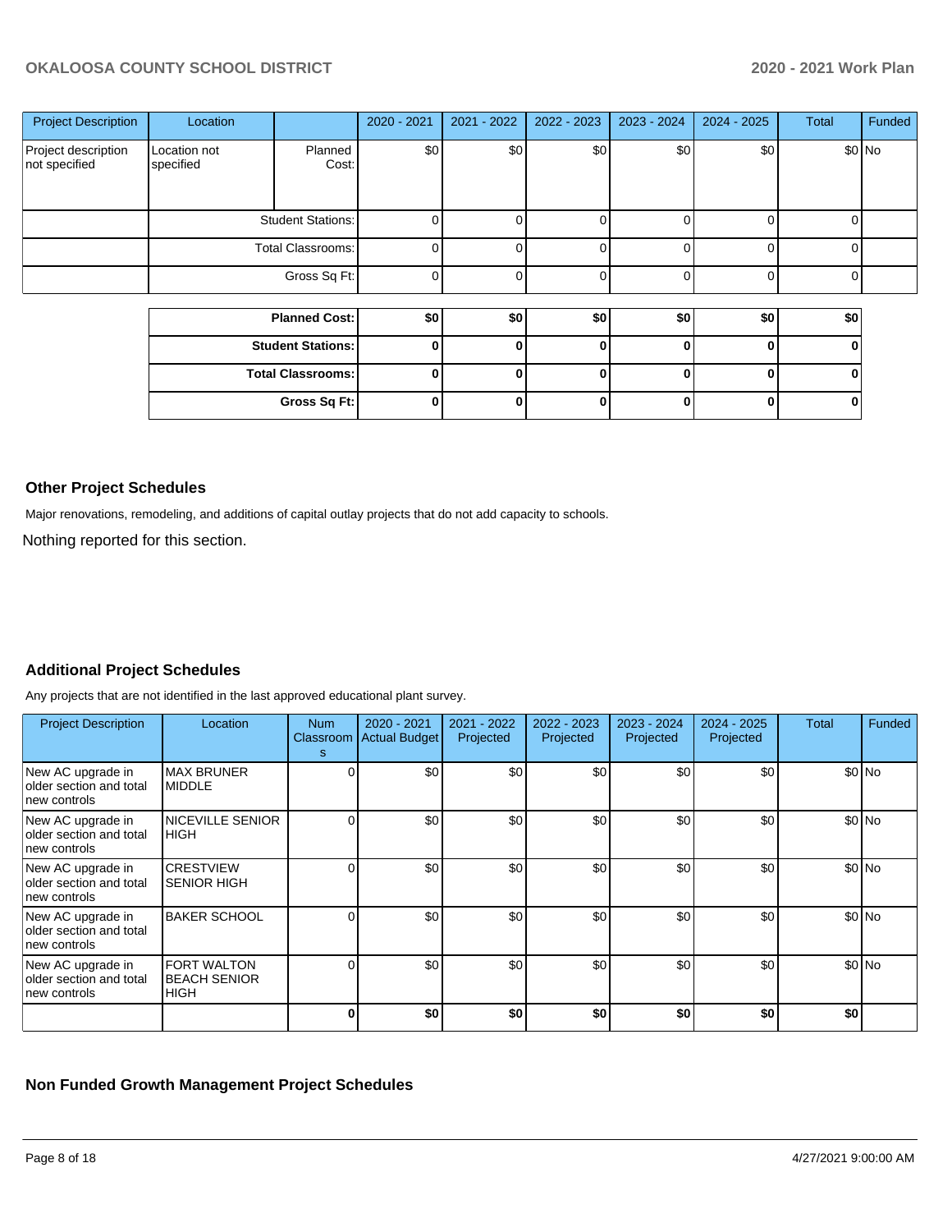| Project Description | Location | | 2020 - 2021 | 2021 - 2022 | 2022 - 2023 | 2023 - 2024 | 2024 - 2025 | Total | Funded |
|---|---|---|---|---|---|---|---|---|---|
| Project description not specified | Location not specified | Planned Cost: | $0 | $0 | $0 | $0 | $0 | $0 | No |
| | | Student Stations: | 0 | 0 | 0 | 0 | 0 | 0 | |
| | | Total Classrooms: | 0 | 0 | 0 | 0 | 0 | 0 | |
| | | Gross Sq Ft: | 0 | 0 | 0 | 0 | 0 | 0 | |

| | 2020 - 2021 | 2021 - 2022 | 2022 - 2023 | 2023 - 2024 | 2024 - 2025 | Total |
|---|---|---|---|---|---|---|
| **Planned Cost:** | **$0** | **$0** | **$0** | **$0** | **$0** | **$0** |
| **Student Stations:** | **0** | **0** | **0** | **0** | **0** | **0** |
| **Total Classrooms:** | **0** | **0** | **0** | **0** | **0** | **0** |
| **Gross Sq Ft:** | **0** | **0** | **0** | **0** | **0** | **0** |

### Other Project Schedules

Major renovations, remodeling, and additions of capital outlay projects that do not add capacity to schools.

Nothing reported for this section.

### Additional Project Schedules

Any projects that are not identified in the last approved educational plant survey.

| Project Description | Location | Num Classrooms | 2020 - 2021 Actual Budget | 2021 - 2022 Projected | 2022 - 2023 Projected | 2023 - 2024 Projected | 2024 - 2025 Projected | Total | Funded |
|---|---|---|---|---|---|---|---|---|---|
| New AC upgrade in older section and total new controls | MAX BRUNER MIDDLE | 0 | $0 | $0 | $0 | $0 | $0 | $0 | No |
| New AC upgrade in older section and total new controls | NICEVILLE SENIOR HIGH | 0 | $0 | $0 | $0 | $0 | $0 | $0 | No |
| New AC upgrade in older section and total new controls | CRESTVIEW SENIOR HIGH | 0 | $0 | $0 | $0 | $0 | $0 | $0 | No |
| New AC upgrade in older section and total new controls | BAKER SCHOOL | 0 | $0 | $0 | $0 | $0 | $0 | $0 | No |
| New AC upgrade in older section and total new controls | FORT WALTON BEACH SENIOR HIGH | 0 | $0 | $0 | $0 | $0 | $0 | $0 | No |
| | | **0** | **$0** | **$0** | **$0** | **$0** | **$0** | **$0** | |

### Non Funded Growth Management Project Schedules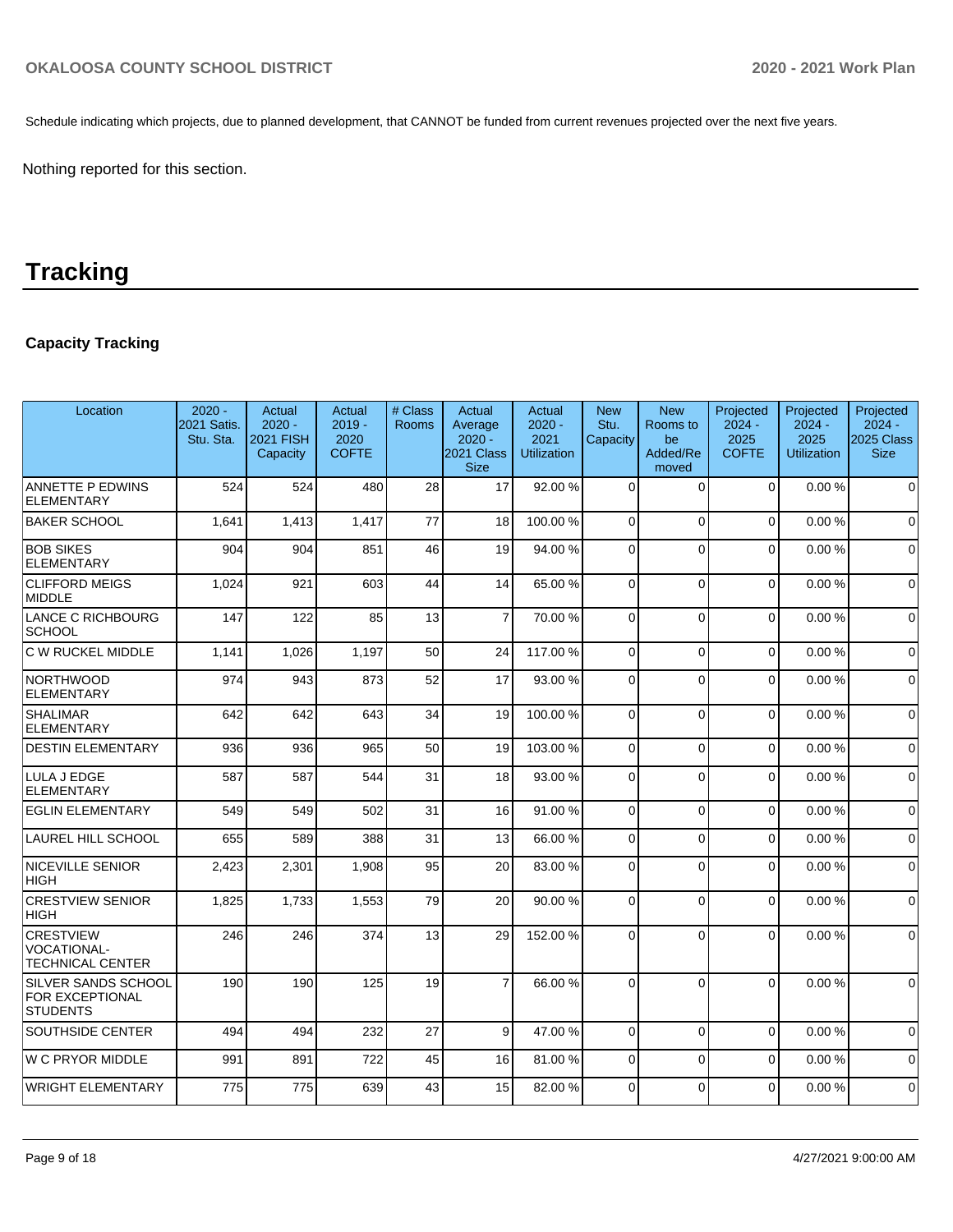Schedule indicating which projects, due to planned development, that CANNOT be funded from current revenues projected over the next five years.

Nothing reported for this section.

# Tracking

### Capacity Tracking

| Location | 2020 - 2021 Satis. Stu. Sta. | Actual 2020 - 2021 FISH Capacity | Actual 2019 - 2020 COFTE | # Class Rooms | Actual Average 2020 - 2021 Class Size | Actual 2020 - 2021 Utilization | New Stu. Capacity | New Rooms to be Added/Re moved | Projected 2024 - 2025 COFTE | Projected 2024 - 2025 Utilization | Projected 2024 - 2025 Class Size |
|---|---|---|---|---|---|---|---|---|---|---|---|
| ANNETTE P EDWINS ELEMENTARY | 524 | 524 | 480 | 28 | 17 | 92.00 % | 0 | 0 | 0 | 0.00 % | 0 |
| BAKER SCHOOL | 1,641 | 1,413 | 1,417 | 77 | 18 | 100.00 % | 0 | 0 | 0 | 0.00 % | 0 |
| BOB SIKES ELEMENTARY | 904 | 904 | 851 | 46 | 19 | 94.00 % | 0 | 0 | 0 | 0.00 % | 0 |
| CLIFFORD MEIGS MIDDLE | 1,024 | 921 | 603 | 44 | 14 | 65.00 % | 0 | 0 | 0 | 0.00 % | 0 |
| LANCE C RICHBOURG SCHOOL | 147 | 122 | 85 | 13 | 7 | 70.00 % | 0 | 0 | 0 | 0.00 % | 0 |
| C W RUCKEL MIDDLE | 1,141 | 1,026 | 1,197 | 50 | 24 | 117.00 % | 0 | 0 | 0 | 0.00 % | 0 |
| NORTHWOOD ELEMENTARY | 974 | 943 | 873 | 52 | 17 | 93.00 % | 0 | 0 | 0 | 0.00 % | 0 |
| SHALIMAR ELEMENTARY | 642 | 642 | 643 | 34 | 19 | 100.00 % | 0 | 0 | 0 | 0.00 % | 0 |
| DESTIN ELEMENTARY | 936 | 936 | 965 | 50 | 19 | 103.00 % | 0 | 0 | 0 | 0.00 % | 0 |
| LULA J EDGE ELEMENTARY | 587 | 587 | 544 | 31 | 18 | 93.00 % | 0 | 0 | 0 | 0.00 % | 0 |
| EGLIN ELEMENTARY | 549 | 549 | 502 | 31 | 16 | 91.00 % | 0 | 0 | 0 | 0.00 % | 0 |
| LAUREL HILL SCHOOL | 655 | 589 | 388 | 31 | 13 | 66.00 % | 0 | 0 | 0 | 0.00 % | 0 |
| NICEVILLE SENIOR HIGH | 2,423 | 2,301 | 1,908 | 95 | 20 | 83.00 % | 0 | 0 | 0 | 0.00 % | 0 |
| CRESTVIEW SENIOR HIGH | 1,825 | 1,733 | 1,553 | 79 | 20 | 90.00 % | 0 | 0 | 0 | 0.00 % | 0 |
| CRESTVIEW VOCATIONAL-TECHNICAL CENTER | 246 | 246 | 374 | 13 | 29 | 152.00 % | 0 | 0 | 0 | 0.00 % | 0 |
| SILVER SANDS SCHOOL FOR EXCEPTIONAL STUDENTS | 190 | 190 | 125 | 19 | 7 | 66.00 % | 0 | 0 | 0 | 0.00 % | 0 |
| SOUTHSIDE CENTER | 494 | 494 | 232 | 27 | 9 | 47.00 % | 0 | 0 | 0 | 0.00 % | 0 |
| W C PRYOR MIDDLE | 991 | 891 | 722 | 45 | 16 | 81.00 % | 0 | 0 | 0 | 0.00 % | 0 |
| WRIGHT ELEMENTARY | 775 | 775 | 639 | 43 | 15 | 82.00 % | 0 | 0 | 0 | 0.00 % | 0 |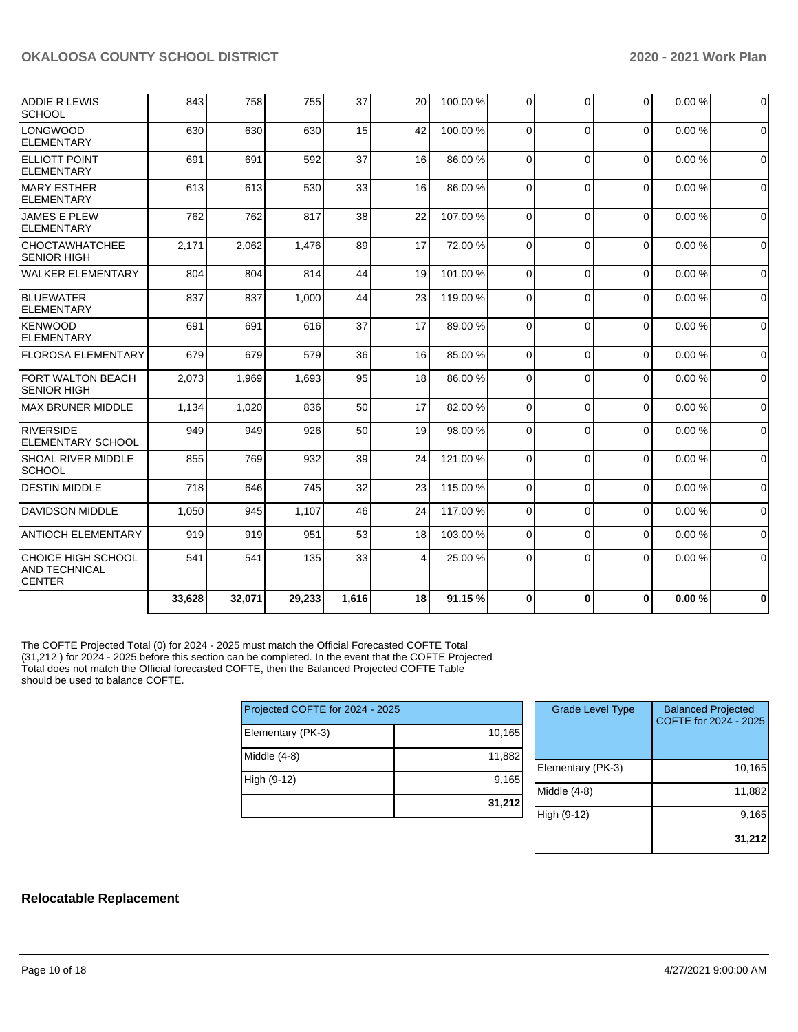| | | | | | | | | | | |
|---|---|---|---|---|---|---|---|---|---|---|
| ADDIE R LEWIS SCHOOL | 843 | 758 | 755 | 37 | 20 | 100.00 % | 0 | 0 | 0 | 0.00 % | 0 |
| LONGWOOD ELEMENTARY | 630 | 630 | 630 | 15 | 42 | 100.00 % | 0 | 0 | 0 | 0.00 % | 0 |
| ELLIOTT POINT ELEMENTARY | 691 | 691 | 592 | 37 | 16 | 86.00 % | 0 | 0 | 0 | 0.00 % | 0 |
| MARY ESTHER ELEMENTARY | 613 | 613 | 530 | 33 | 16 | 86.00 % | 0 | 0 | 0 | 0.00 % | 0 |
| JAMES E PLEW ELEMENTARY | 762 | 762 | 817 | 38 | 22 | 107.00 % | 0 | 0 | 0 | 0.00 % | 0 |
| CHOCTAWHATCHEE SENIOR HIGH | 2,171 | 2,062 | 1,476 | 89 | 17 | 72.00 % | 0 | 0 | 0 | 0.00 % | 0 |
| WALKER ELEMENTARY | 804 | 804 | 814 | 44 | 19 | 101.00 % | 0 | 0 | 0 | 0.00 % | 0 |
| BLUEWATER ELEMENTARY | 837 | 837 | 1,000 | 44 | 23 | 119.00 % | 0 | 0 | 0 | 0.00 % | 0 |
| KENWOOD ELEMENTARY | 691 | 691 | 616 | 37 | 17 | 89.00 % | 0 | 0 | 0 | 0.00 % | 0 |
| FLOROSA ELEMENTARY | 679 | 679 | 579 | 36 | 16 | 85.00 % | 0 | 0 | 0 | 0.00 % | 0 |
| FORT WALTON BEACH SENIOR HIGH | 2,073 | 1,969 | 1,693 | 95 | 18 | 86.00 % | 0 | 0 | 0 | 0.00 % | 0 |
| MAX BRUNER MIDDLE | 1,134 | 1,020 | 836 | 50 | 17 | 82.00 % | 0 | 0 | 0 | 0.00 % | 0 |
| RIVERSIDE ELEMENTARY SCHOOL | 949 | 949 | 926 | 50 | 19 | 98.00 % | 0 | 0 | 0 | 0.00 % | 0 |
| SHOAL RIVER MIDDLE SCHOOL | 855 | 769 | 932 | 39 | 24 | 121.00 % | 0 | 0 | 0 | 0.00 % | 0 |
| DESTIN MIDDLE | 718 | 646 | 745 | 32 | 23 | 115.00 % | 0 | 0 | 0 | 0.00 % | 0 |
| DAVIDSON MIDDLE | 1,050 | 945 | 1,107 | 46 | 24 | 117.00 % | 0 | 0 | 0 | 0.00 % | 0 |
| ANTIOCH ELEMENTARY | 919 | 919 | 951 | 53 | 18 | 103.00 % | 0 | 0 | 0 | 0.00 % | 0 |
| CHOICE HIGH SCHOOL AND TECHNICAL CENTER | 541 | 541 | 135 | 33 | 4 | 25.00 % | 0 | 0 | 0 | 0.00 % | 0 |
| | **33,628** | **32,071** | **29,233** | **1,616** | **18** | **91.15 %** | **0** | **0** | **0** | **0.00 %** | **0** |

The COFTE Projected Total (0) for 2024 - 2025 must match the Official Forecasted COFTE Total (31,212 ) for 2024 - 2025 before this section can be completed. In the event that the COFTE Projected Total does not match the Official forecasted COFTE, then the Balanced Projected COFTE Table should be used to balance COFTE.

| Projected COFTE for 2024 - 2025 | |
|---|---|
| Elementary (PK-3) | 10,165 |
| Middle (4-8) | 11,882 |
| High (9-12) | 9,165 |
| | **31,212** |

| Grade Level Type | Balanced Projected COFTE for 2024 - 2025 |
|---|---|
| Elementary (PK-3) | 10,165 |
| Middle (4-8) | 11,882 |
| High (9-12) | 9,165 |
| | **31,212** |

## Relocatable Replacement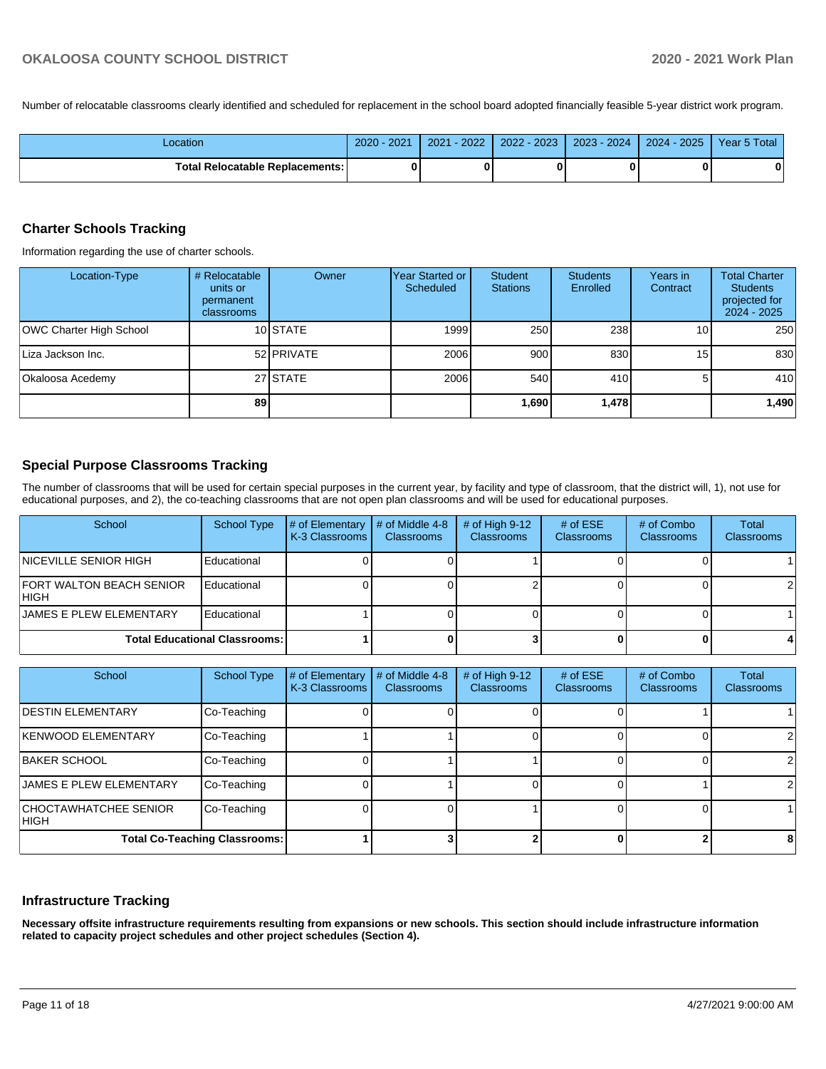Number of relocatable classrooms clearly identified and scheduled for replacement in the school board adopted financially feasible 5-year district work program.

| Location | 2020 - 2021 | 2021 - 2022 | 2022 - 2023 | 2023 - 2024 | 2024 - 2025 | Year 5 Total |
|---|---|---|---|---|---|---|
| **Total Relocatable Replacements:** | **0** | **0** | **0** | **0** | **0** | **0** |

## Charter Schools Tracking

Information regarding the use of charter schools.

| Location-Type | # Relocatable units or permanent classrooms | Owner | Year Started or Scheduled | Student Stations | Students Enrolled | Years in Contract | Total Charter Students projected for 2024 - 2025 |
|---|---|---|---|---|---|---|---|
| OWC Charter High School | 10 | STATE | 1999 | 250 | 238 | 10 | 250 |
| Liza Jackson Inc. | 52 | PRIVATE | 2006 | 900 | 830 | 15 | 830 |
| Okaloosa Acedemy | 27 | STATE | 2006 | 540 | 410 | 5 | 410 |
| | **89** | | | **1,690** | **1,478** | | **1,490** |

## Special Purpose Classrooms Tracking

The number of classrooms that will be used for certain special purposes in the current year, by facility and type of classroom, that the district will, 1), not use for educational purposes, and 2), the co-teaching classrooms that are not open plan classrooms and will be used for educational purposes.

| School | School Type | # of Elementary K-3 Classrooms | # of Middle 4-8 Classrooms | # of High 9-12 Classrooms | # of ESE Classrooms | # of Combo Classrooms | Total Classrooms |
|---|---|---|---|---|---|---|---|
| NICEVILLE SENIOR HIGH | Educational | 0 | 0 | 1 | 0 | 0 | 1 |
| FORT WALTON BEACH SENIOR HIGH | Educational | 0 | 0 | 2 | 0 | 0 | 2 |
| JAMES E PLEW ELEMENTARY | Educational | 1 | 0 | 0 | 0 | 0 | 1 |
| **Total Educational Classrooms:** | | **1** | **0** | **3** | **0** | **0** | **4** |

| School | School Type | # of Elementary K-3 Classrooms | # of Middle 4-8 Classrooms | # of High 9-12 Classrooms | # of ESE Classrooms | # of Combo Classrooms | Total Classrooms |
|---|---|---|---|---|---|---|---|
| DESTIN ELEMENTARY | Co-Teaching | 0 | 0 | 0 | 0 | 1 | 1 |
| KENWOOD ELEMENTARY | Co-Teaching | 1 | 1 | 0 | 0 | 0 | 2 |
| BAKER SCHOOL | Co-Teaching | 0 | 1 | 1 | 0 | 0 | 2 |
| JAMES E PLEW ELEMENTARY | Co-Teaching | 0 | 1 | 0 | 0 | 1 | 2 |
| CHOCTAWHATCHEE SENIOR HIGH | Co-Teaching | 0 | 0 | 1 | 0 | 0 | 1 |
| **Total Co-Teaching Classrooms:** | | **1** | **3** | **2** | **0** | **2** | **8** |

## Infrastructure Tracking

**Necessary offsite infrastructure requirements resulting from expansions or new schools. This section should include infrastructure information related to capacity project schedules and other project schedules (Section 4).**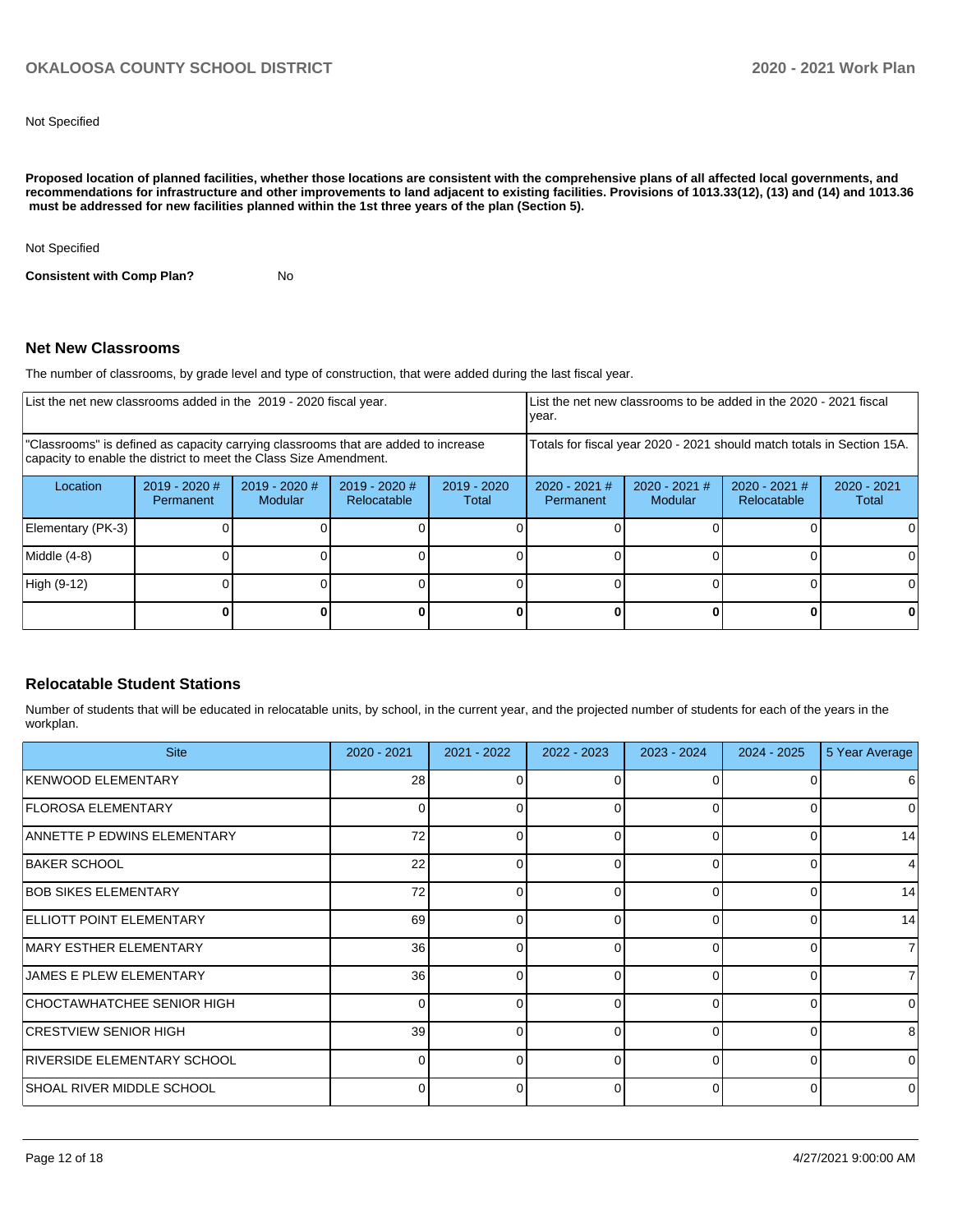Not Specified

**Proposed location of planned facilities, whether those locations are consistent with the comprehensive plans of all affected local governments, and recommendations for infrastructure and other improvements to land adjacent to existing facilities. Provisions of 1013.33(12), (13) and (14) and 1013.36 must be addressed for new facilities planned within the 1st three years of the plan (Section 5).**

Not Specified

**Consistent with Comp Plan?** No

## Net New Classrooms

The number of classrooms, by grade level and type of construction, that were added during the last fiscal year.

| List the net new classrooms added in the 2019 - 2020 fiscal year. | | | | | List the net new classrooms to be added in the 2020 - 2021 fiscal year. | | | |
|---|---|---|---|---|---|---|---|---|
| "Classrooms" is defined as capacity carrying classrooms that are added to increase capacity to enable the district to meet the Class Size Amendment. | | | | | Totals for fiscal year 2020 - 2021 should match totals in Section 15A. | | | |
| Location | 2019 - 2020 # Permanent | 2019 - 2020 # Modular | 2019 - 2020 # Relocatable | 2019 - 2020 Total | 2020 - 2021 # Permanent | 2020 - 2021 # Modular | 2020 - 2021 # Relocatable | 2020 - 2021 Total |
| Elementary (PK-3) | 0 | 0 | 0 | 0 | 0 | 0 | 0 | 0 |
| Middle (4-8) | 0 | 0 | 0 | 0 | 0 | 0 | 0 | 0 |
| High (9-12) | 0 | 0 | 0 | 0 | 0 | 0 | 0 | 0 |
| | **0** | **0** | **0** | **0** | **0** | **0** | **0** | **0** |

## Relocatable Student Stations

Number of students that will be educated in relocatable units, by school, in the current year, and the projected number of students for each of the years in the workplan.

| Site | 2020 - 2021 | 2021 - 2022 | 2022 - 2023 | 2023 - 2024 | 2024 - 2025 | 5 Year Average |
|---|---|---|---|---|---|---|
| KENWOOD ELEMENTARY | 28 | 0 | 0 | 0 | 0 | 6 |
| FLOROSA ELEMENTARY | 0 | 0 | 0 | 0 | 0 | 0 |
| ANNETTE P EDWINS ELEMENTARY | 72 | 0 | 0 | 0 | 0 | 14 |
| BAKER SCHOOL | 22 | 0 | 0 | 0 | 0 | 4 |
| BOB SIKES ELEMENTARY | 72 | 0 | 0 | 0 | 0 | 14 |
| ELLIOTT POINT ELEMENTARY | 69 | 0 | 0 | 0 | 0 | 14 |
| MARY ESTHER ELEMENTARY | 36 | 0 | 0 | 0 | 0 | 7 |
| JAMES E PLEW ELEMENTARY | 36 | 0 | 0 | 0 | 0 | 7 |
| CHOCTAWHATCHEE SENIOR HIGH | 0 | 0 | 0 | 0 | 0 | 0 |
| CRESTVIEW SENIOR HIGH | 39 | 0 | 0 | 0 | 0 | 8 |
| RIVERSIDE ELEMENTARY SCHOOL | 0 | 0 | 0 | 0 | 0 | 0 |
| SHOAL RIVER MIDDLE SCHOOL | 0 | 0 | 0 | 0 | 0 | 0 |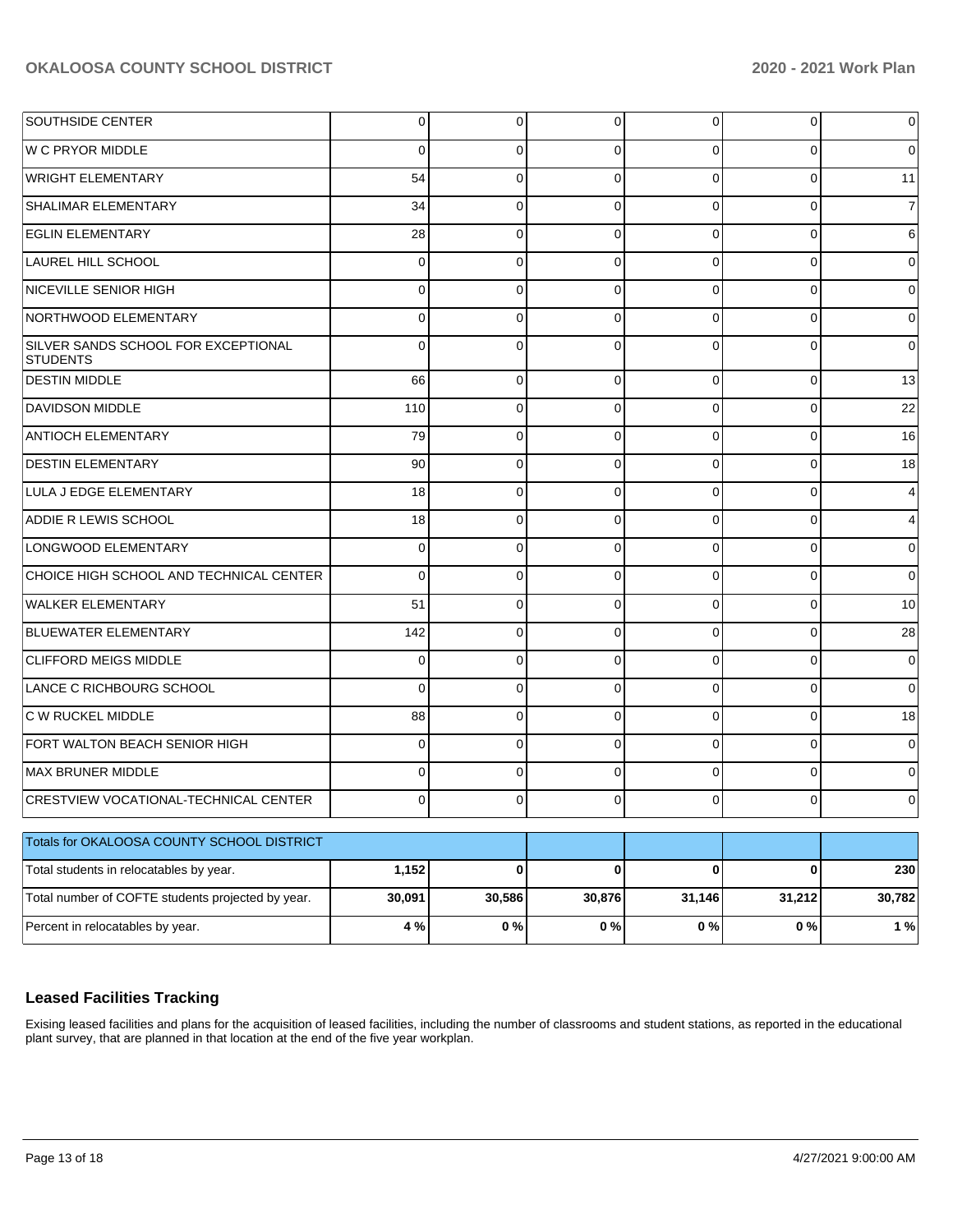| | | | | | | |
|---|---|---|---|---|---|---|
| SOUTHSIDE CENTER | 0 | 0 | 0 | 0 | 0 | 0 |
| W C PRYOR MIDDLE | 0 | 0 | 0 | 0 | 0 | 0 |
| WRIGHT ELEMENTARY | 54 | 0 | 0 | 0 | 0 | 11 |
| SHALIMAR ELEMENTARY | 34 | 0 | 0 | 0 | 0 | 7 |
| EGLIN ELEMENTARY | 28 | 0 | 0 | 0 | 0 | 6 |
| LAUREL HILL SCHOOL | 0 | 0 | 0 | 0 | 0 | 0 |
| NICEVILLE SENIOR HIGH | 0 | 0 | 0 | 0 | 0 | 0 |
| NORTHWOOD ELEMENTARY | 0 | 0 | 0 | 0 | 0 | 0 |
| SILVER SANDS SCHOOL FOR EXCEPTIONAL STUDENTS | 0 | 0 | 0 | 0 | 0 | 0 |
| DESTIN MIDDLE | 66 | 0 | 0 | 0 | 0 | 13 |
| DAVIDSON MIDDLE | 110 | 0 | 0 | 0 | 0 | 22 |
| ANTIOCH ELEMENTARY | 79 | 0 | 0 | 0 | 0 | 16 |
| DESTIN ELEMENTARY | 90 | 0 | 0 | 0 | 0 | 18 |
| LULA J EDGE ELEMENTARY | 18 | 0 | 0 | 0 | 0 | 4 |
| ADDIE R LEWIS SCHOOL | 18 | 0 | 0 | 0 | 0 | 4 |
| LONGWOOD ELEMENTARY | 0 | 0 | 0 | 0 | 0 | 0 |
| CHOICE HIGH SCHOOL AND TECHNICAL CENTER | 0 | 0 | 0 | 0 | 0 | 0 |
| WALKER ELEMENTARY | 51 | 0 | 0 | 0 | 0 | 10 |
| BLUEWATER ELEMENTARY | 142 | 0 | 0 | 0 | 0 | 28 |
| CLIFFORD MEIGS MIDDLE | 0 | 0 | 0 | 0 | 0 | 0 |
| LANCE C RICHBOURG SCHOOL | 0 | 0 | 0 | 0 | 0 | 0 |
| C W RUCKEL MIDDLE | 88 | 0 | 0 | 0 | 0 | 18 |
| FORT WALTON BEACH SENIOR HIGH | 0 | 0 | 0 | 0 | 0 | 0 |
| MAX BRUNER MIDDLE | 0 | 0 | 0 | 0 | 0 | 0 |
| CRESTVIEW VOCATIONAL-TECHNICAL CENTER | 0 | 0 | 0 | 0 | 0 | 0 |

| Totals for OKALOOSA COUNTY SCHOOL DISTRICT | | | | | | |
|---|---|---|---|---|---|---|
| Total students in relocatables by year. | **1,152** | **0** | **0** | **0** | **0** | **230** |
| Total number of COFTE students projected by year. | **30,091** | **30,586** | **30,876** | **31,146** | **31,212** | **30,782** |
| Percent in relocatables by year. | **4 %** | **0 %** | **0 %** | **0 %** | **0 %** | **1 %** |

## Leased Facilities Tracking

Exising leased facilities and plans for the acquisition of leased facilities, including the number of classrooms and student stations, as reported in the educational plant survey, that are planned in that location at the end of the five year workplan.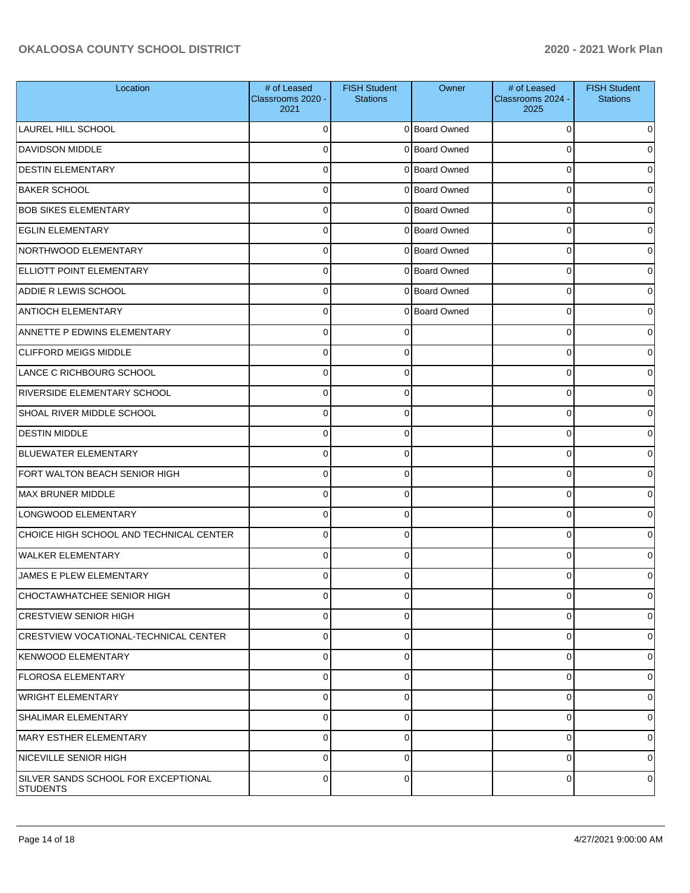| Location | # of Leased Classrooms 2020 - 2021 | FISH Student Stations | Owner | # of Leased Classrooms 2024 - 2025 | FISH Student Stations |
|---|---|---|---|---|---|
| LAUREL HILL SCHOOL | 0 | 0 | Board Owned | 0 | 0 |
| DAVIDSON MIDDLE | 0 | 0 | Board Owned | 0 | 0 |
| DESTIN ELEMENTARY | 0 | 0 | Board Owned | 0 | 0 |
| BAKER SCHOOL | 0 | 0 | Board Owned | 0 | 0 |
| BOB SIKES ELEMENTARY | 0 | 0 | Board Owned | 0 | 0 |
| EGLIN ELEMENTARY | 0 | 0 | Board Owned | 0 | 0 |
| NORTHWOOD ELEMENTARY | 0 | 0 | Board Owned | 0 | 0 |
| ELLIOTT POINT ELEMENTARY | 0 | 0 | Board Owned | 0 | 0 |
| ADDIE R LEWIS SCHOOL | 0 | 0 | Board Owned | 0 | 0 |
| ANTIOCH ELEMENTARY | 0 | 0 | Board Owned | 0 | 0 |
| ANNETTE P EDWINS ELEMENTARY | 0 | 0 | | 0 | 0 |
| CLIFFORD MEIGS MIDDLE | 0 | 0 | | 0 | 0 |
| LANCE C RICHBOURG SCHOOL | 0 | 0 | | 0 | 0 |
| RIVERSIDE ELEMENTARY SCHOOL | 0 | 0 | | 0 | 0 |
| SHOAL RIVER MIDDLE SCHOOL | 0 | 0 | | 0 | 0 |
| DESTIN MIDDLE | 0 | 0 | | 0 | 0 |
| BLUEWATER ELEMENTARY | 0 | 0 | | 0 | 0 |
| FORT WALTON BEACH SENIOR HIGH | 0 | 0 | | 0 | 0 |
| MAX BRUNER MIDDLE | 0 | 0 | | 0 | 0 |
| LONGWOOD ELEMENTARY | 0 | 0 | | 0 | 0 |
| CHOICE HIGH SCHOOL AND TECHNICAL CENTER | 0 | 0 | | 0 | 0 |
| WALKER ELEMENTARY | 0 | 0 | | 0 | 0 |
| JAMES E PLEW ELEMENTARY | 0 | 0 | | 0 | 0 |
| CHOCTAWHATCHEE SENIOR HIGH | 0 | 0 | | 0 | 0 |
| CRESTVIEW SENIOR HIGH | 0 | 0 | | 0 | 0 |
| CRESTVIEW VOCATIONAL-TECHNICAL CENTER | 0 | 0 | | 0 | 0 |
| KENWOOD ELEMENTARY | 0 | 0 | | 0 | 0 |
| FLOROSA ELEMENTARY | 0 | 0 | | 0 | 0 |
| WRIGHT ELEMENTARY | 0 | 0 | | 0 | 0 |
| SHALIMAR ELEMENTARY | 0 | 0 | | 0 | 0 |
| MARY ESTHER ELEMENTARY | 0 | 0 | | 0 | 0 |
| NICEVILLE SENIOR HIGH | 0 | 0 | | 0 | 0 |
| SILVER SANDS SCHOOL FOR EXCEPTIONAL STUDENTS | 0 | 0 | | 0 | 0 |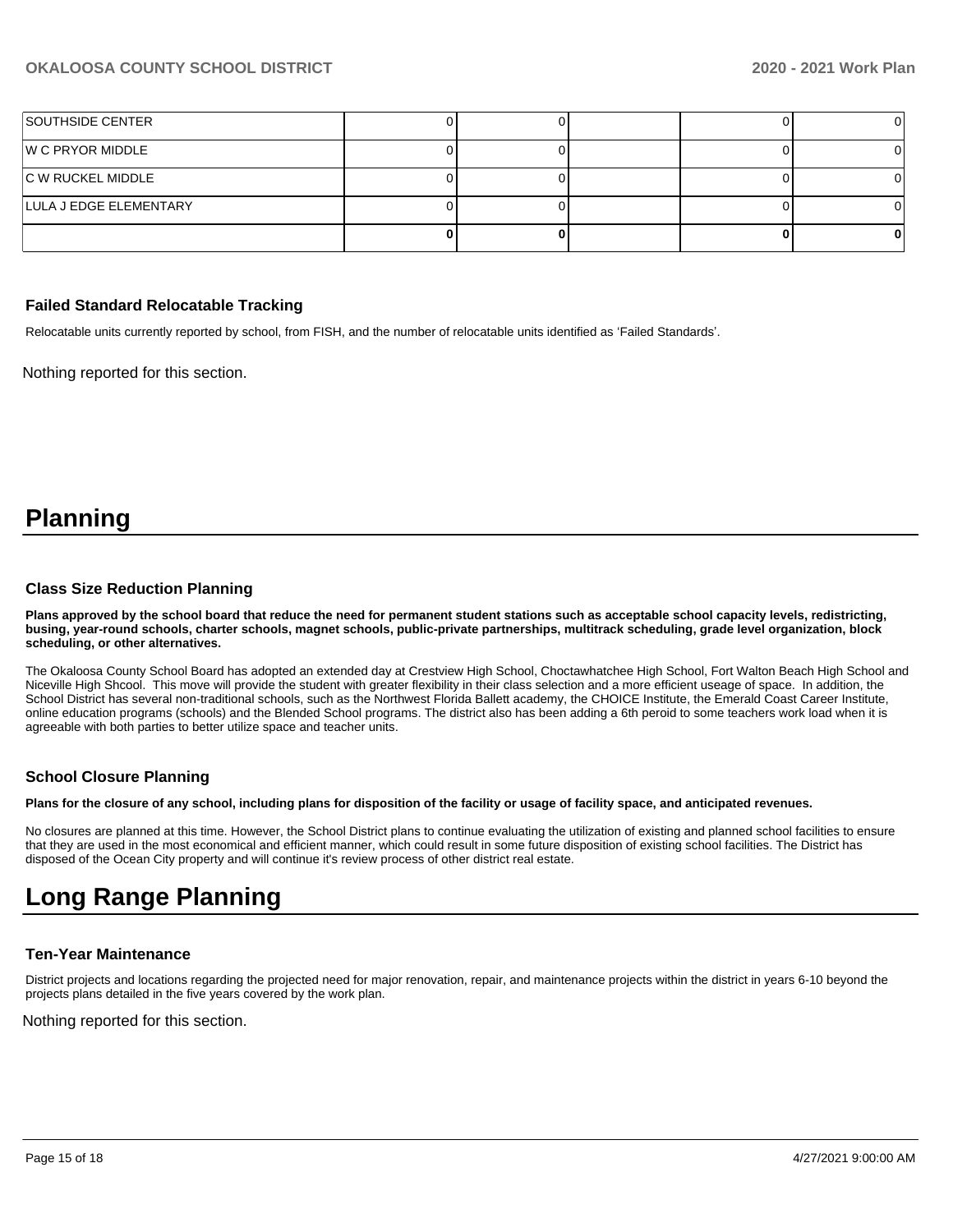| SOUTHSIDE CENTER | 0 | 0 | | 0 | 0 |
|---|---|---|---|---|---|
| W C PRYOR MIDDLE | 0 | 0 | | 0 | 0 |
| C W RUCKEL MIDDLE | 0 | 0 | | 0 | 0 |
| LULA J EDGE ELEMENTARY | 0 | 0 | | 0 | 0 |
| | **0** | **0** | | **0** | **0** |

### Failed Standard Relocatable Tracking

Relocatable units currently reported by school, from FISH, and the number of relocatable units identified as 'Failed Standards'.

Nothing reported for this section.

# Planning

### Class Size Reduction Planning

**Plans approved by the school board that reduce the need for permanent student stations such as acceptable school capacity levels, redistricting, busing, year-round schools, charter schools, magnet schools, public-private partnerships, multitrack scheduling, grade level organization, block scheduling, or other alternatives.**

The Okaloosa County School Board has adopted an extended day at Crestview High School, Choctawhatchee High School, Fort Walton Beach High School and Niceville High Shcool. This move will provide the student with greater flexibility in their class selection and a more efficient useage of space. In addition, the School District has several non-traditional schools, such as the Northwest Florida Ballett academy, the CHOICE Institute, the Emerald Coast Career Institute, online education programs (schools) and the Blended School programs. The district also has been adding a 6th peroid to some teachers work load when it is agreeable with both parties to better utilize space and teacher units.

### School Closure Planning

**Plans for the closure of any school, including plans for disposition of the facility or usage of facility space, and anticipated revenues.**

No closures are planned at this time. However, the School District plans to continue evaluating the utilization of existing and planned school facilities to ensure that they are used in the most economical and efficient manner, which could result in some future disposition of existing school facilities. The District has disposed of the Ocean City property and will continue it's review process of other district real estate.

# Long Range Planning

### Ten-Year Maintenance

District projects and locations regarding the projected need for major renovation, repair, and maintenance projects within the district in years 6-10 beyond the projects plans detailed in the five years covered by the work plan.

Nothing reported for this section.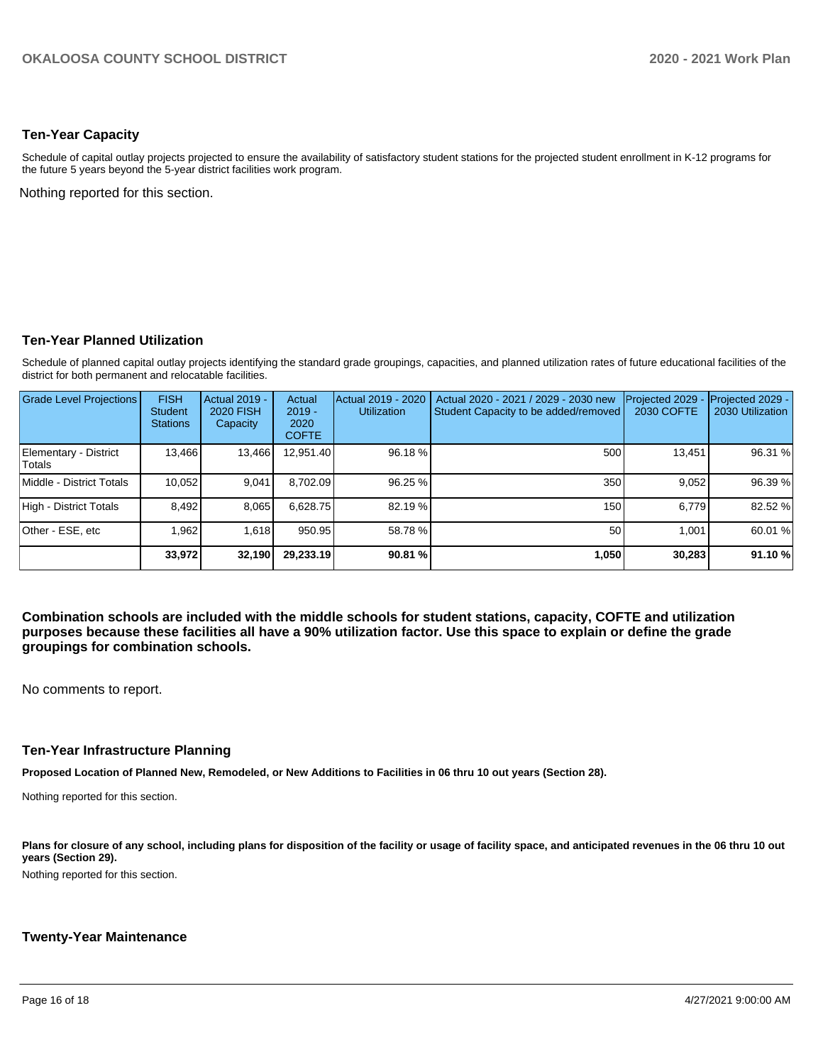## Ten-Year Capacity

Schedule of capital outlay projects projected to ensure the availability of satisfactory student stations for the projected student enrollment in K-12 programs for the future 5 years beyond the 5-year district facilities work program.

Nothing reported for this section.

## Ten-Year Planned Utilization

Schedule of planned capital outlay projects identifying the standard grade groupings, capacities, and planned utilization rates of future educational facilities of the district for both permanent and relocatable facilities.

| Grade Level Projections | FISH Student Stations | Actual 2019 - 2020 FISH Capacity | Actual 2019 - 2020 COFTE | Actual 2019 - 2020 Utilization | Actual 2020 - 2021 / 2029 - 2030 new Student Capacity to be added/removed | Projected 2029 - 2030 COFTE | Projected 2029 - 2030 Utilization |
|---|---|---|---|---|---|---|---|
| Elementary - District Totals | 13,466 | 13,466 | 12,951.40 | 96.18 % | 500 | 13,451 | 96.31 % |
| Middle - District Totals | 10,052 | 9,041 | 8,702.09 | 96.25 % | 350 | 9,052 | 96.39 % |
| High - District Totals | 8,492 | 8,065 | 6,628.75 | 82.19 % | 150 | 6,779 | 82.52 % |
| Other - ESE, etc | 1,962 | 1,618 | 950.95 | 58.78 % | 50 | 1,001 | 60.01 % |
| | **33,972** | **32,190** | **29,233.19** | **90.81 %** | **1,050** | **30,283** | **91.10 %** |

**Combination schools are included with the middle schools for student stations, capacity, COFTE and utilization purposes because these facilities all have a 90% utilization factor. Use this space to explain or define the grade groupings for combination schools.**

No comments to report.

## Ten-Year Infrastructure Planning

**Proposed Location of Planned New, Remodeled, or New Additions to Facilities in 06 thru 10 out years (Section 28).**

Nothing reported for this section.

**Plans for closure of any school, including plans for disposition of the facility or usage of facility space, and anticipated revenues in the 06 thru 10 out years (Section 29).**

Nothing reported for this section.

## Twenty-Year Maintenance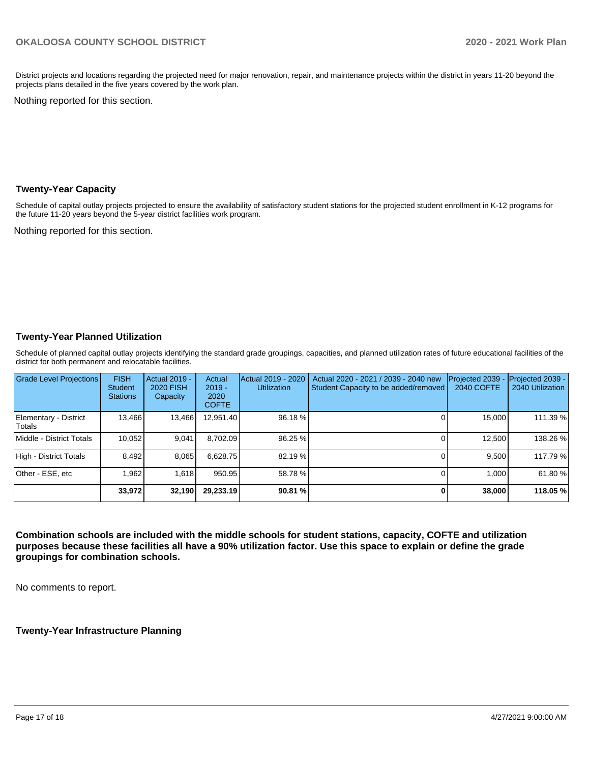District projects and locations regarding the projected need for major renovation, repair, and maintenance projects within the district in years 11-20 beyond the projects plans detailed in the five years covered by the work plan.

Nothing reported for this section.

## Twenty-Year Capacity

Schedule of capital outlay projects projected to ensure the availability of satisfactory student stations for the projected student enrollment in K-12 programs for the future 11-20 years beyond the 5-year district facilities work program.

Nothing reported for this section.

## Twenty-Year Planned Utilization

Schedule of planned capital outlay projects identifying the standard grade groupings, capacities, and planned utilization rates of future educational facilities of the district for both permanent and relocatable facilities.

| Grade Level Projections | FISH Student Stations | Actual 2019 - 2020 FISH Capacity | Actual 2019 - 2020 COFTE | Actual 2019 - 2020 Utilization | Actual 2020 - 2021 / 2039 - 2040 new Student Capacity to be added/removed | Projected 2039 - 2040 COFTE | Projected 2039 - 2040 Utilization |
|---|---|---|---|---|---|---|---|
| Elementary - District Totals | 13,466 | 13,466 | 12,951.40 | 96.18 % | 0 | 15,000 | 111.39 % |
| Middle - District Totals | 10,052 | 9,041 | 8,702.09 | 96.25 % | 0 | 12,500 | 138.26 % |
| High - District Totals | 8,492 | 8,065 | 6,628.75 | 82.19 % | 0 | 9,500 | 117.79 % |
| Other - ESE, etc | 1,962 | 1,618 | 950.95 | 58.78 % | 0 | 1,000 | 61.80 % |
| | **33,972** | **32,190** | **29,233.19** | **90.81 %** | **0** | **38,000** | **118.05 %** |

**Combination schools are included with the middle schools for student stations, capacity, COFTE and utilization purposes because these facilities all have a 90% utilization factor. Use this space to explain or define the grade groupings for combination schools.**

No comments to report.

## Twenty-Year Infrastructure Planning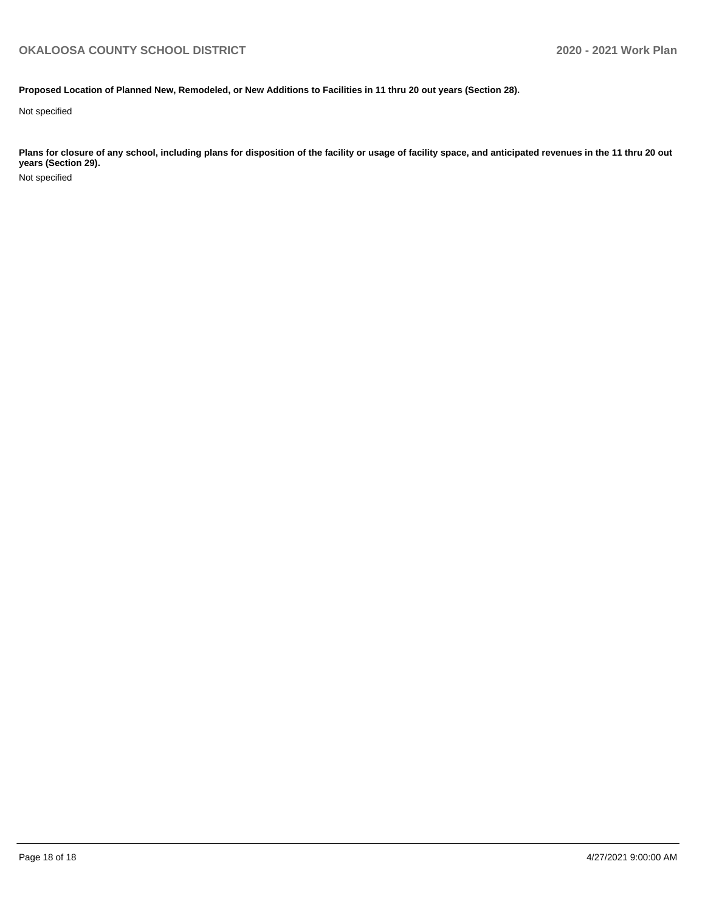**Proposed Location of Planned New, Remodeled, or New Additions to Facilities in 11 thru 20 out years (Section 28).**

Not specified

**Plans for closure of any school, including plans for disposition of the facility or usage of facility space, and anticipated revenues in the 11 thru 20 out years (Section 29).**

Not specified